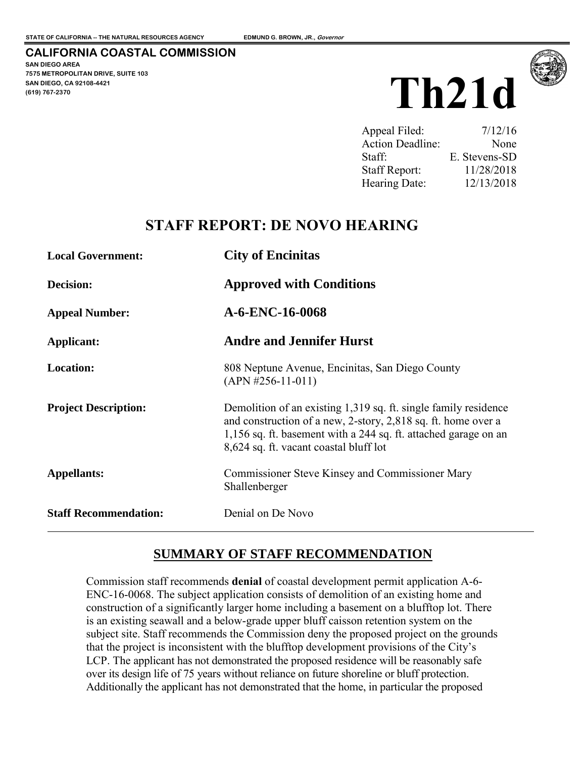STATE OF CALIFORNIA -- THE NATURAL RESOURCES AGENCY EDMUND G. BROWN, JR., *Governor*

**CALIFORNIA COASTAL COMMISSION**
SAN DIEGO AREA
7575 METROPOLITAN DRIVE, SUITE 103
SAN DIEGO, CA 92108-4421
(619) 767-2370

# Th21d

| | |
|---|---|
| Appeal Filed: | 7/12/16 |
| Action Deadline: | None |
| Staff: | E. Stevens-SD |
| Staff Report: | 11/28/2018 |
| Hearing Date: | 12/13/2018 |

## STAFF REPORT: DE NOVO HEARING

| | |
|---|---|
| **Local Government:** | **City of Encinitas** |
| **Decision:** | **Approved with Conditions** |
| **Appeal Number:** | **A-6-ENC-16-0068** |
| **Applicant:** | **Andre and Jennifer Hurst** |
| **Location:** | 808 Neptune Avenue, Encinitas, San Diego County (APN #256-11-011) |
| **Project Description:** | Demolition of an existing 1,319 sq. ft. single family residence and construction of a new, 2-story, 2,818 sq. ft. home over a 1,156 sq. ft. basement with a 244 sq. ft. attached garage on an 8,624 sq. ft. vacant coastal bluff lot |
| **Appellants:** | Commissioner Steve Kinsey and Commissioner Mary Shallenberger |
| **Staff Recommendation:** | Denial on De Novo |

## SUMMARY OF STAFF RECOMMENDATION

Commission staff recommends **denial** of coastal development permit application A-6-ENC-16-0068. The subject application consists of demolition of an existing home and construction of a significantly larger home including a basement on a blufftop lot. There is an existing seawall and a below-grade upper bluff caisson retention system on the subject site. Staff recommends the Commission deny the proposed project on the grounds that the project is inconsistent with the blufftop development provisions of the City's LCP. The applicant has not demonstrated the proposed residence will be reasonably safe over its design life of 75 years without reliance on future shoreline or bluff protection. Additionally the applicant has not demonstrated that the home, in particular the proposed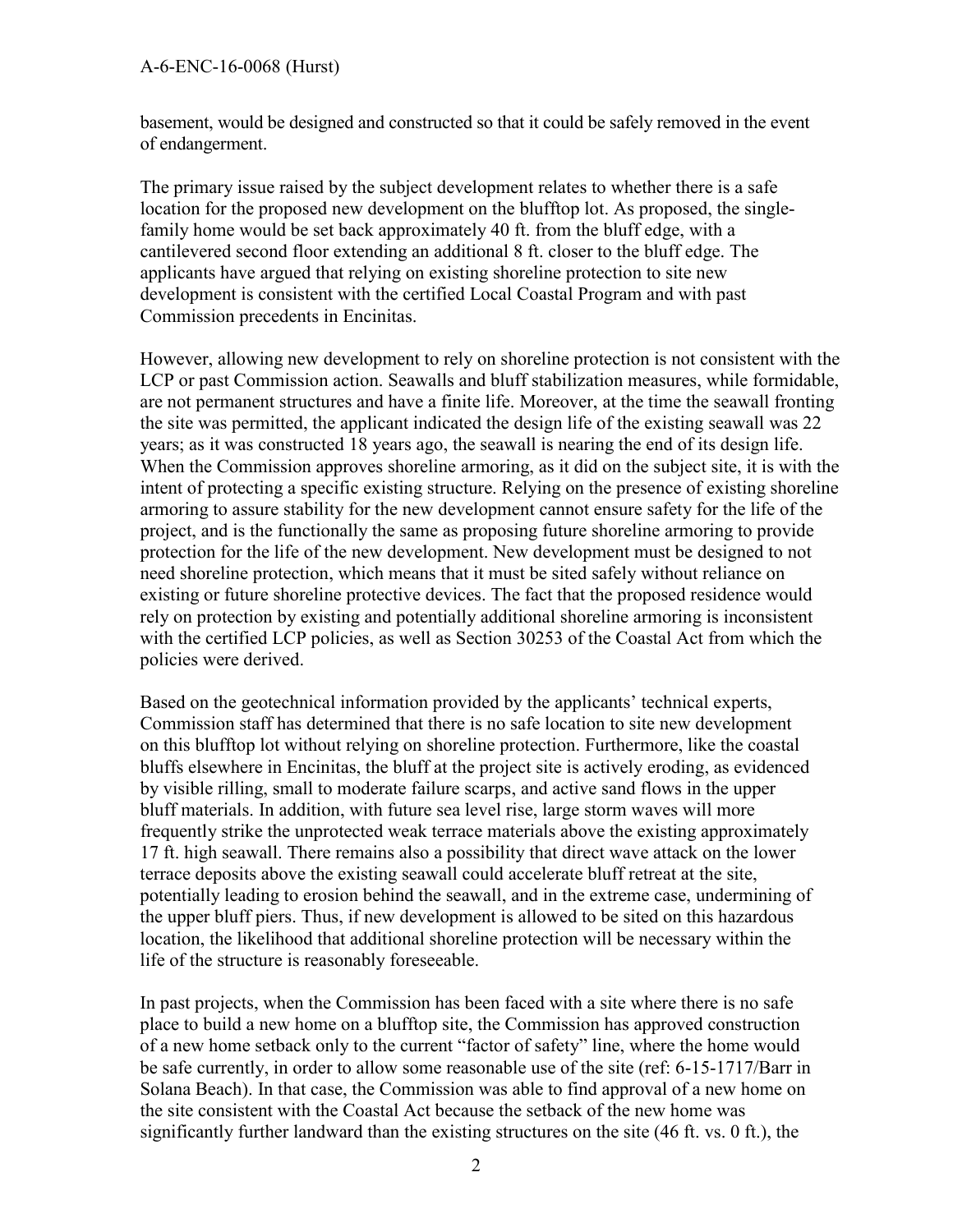basement, would be designed and constructed so that it could be safely removed in the event of endangerment.

The primary issue raised by the subject development relates to whether there is a safe location for the proposed new development on the blufftop lot. As proposed, the single-family home would be set back approximately 40 ft. from the bluff edge, with a cantilevered second floor extending an additional 8 ft. closer to the bluff edge. The applicants have argued that relying on existing shoreline protection to site new development is consistent with the certified Local Coastal Program and with past Commission precedents in Encinitas.

However, allowing new development to rely on shoreline protection is not consistent with the LCP or past Commission action. Seawalls and bluff stabilization measures, while formidable, are not permanent structures and have a finite life. Moreover, at the time the seawall fronting the site was permitted, the applicant indicated the design life of the existing seawall was 22 years; as it was constructed 18 years ago, the seawall is nearing the end of its design life. When the Commission approves shoreline armoring, as it did on the subject site, it is with the intent of protecting a specific existing structure. Relying on the presence of existing shoreline armoring to assure stability for the new development cannot ensure safety for the life of the project, and is the functionally the same as proposing future shoreline armoring to provide protection for the life of the new development. New development must be designed to not need shoreline protection, which means that it must be sited safely without reliance on existing or future shoreline protective devices. The fact that the proposed residence would rely on protection by existing and potentially additional shoreline armoring is inconsistent with the certified LCP policies, as well as Section 30253 of the Coastal Act from which the policies were derived.

Based on the geotechnical information provided by the applicants' technical experts, Commission staff has determined that there is no safe location to site new development on this blufftop lot without relying on shoreline protection. Furthermore, like the coastal bluffs elsewhere in Encinitas, the bluff at the project site is actively eroding, as evidenced by visible rilling, small to moderate failure scarps, and active sand flows in the upper bluff materials. In addition, with future sea level rise, large storm waves will more frequently strike the unprotected weak terrace materials above the existing approximately 17 ft. high seawall. There remains also a possibility that direct wave attack on the lower terrace deposits above the existing seawall could accelerate bluff retreat at the site, potentially leading to erosion behind the seawall, and in the extreme case, undermining of the upper bluff piers. Thus, if new development is allowed to be sited on this hazardous location, the likelihood that additional shoreline protection will be necessary within the life of the structure is reasonably foreseeable.

In past projects, when the Commission has been faced with a site where there is no safe place to build a new home on a blufftop site, the Commission has approved construction of a new home setback only to the current "factor of safety" line, where the home would be safe currently, in order to allow some reasonable use of the site (ref: 6-15-1717/Barr in Solana Beach). In that case, the Commission was able to find approval of a new home on the site consistent with the Coastal Act because the setback of the new home was significantly further landward than the existing structures on the site (46 ft. vs. 0 ft.), the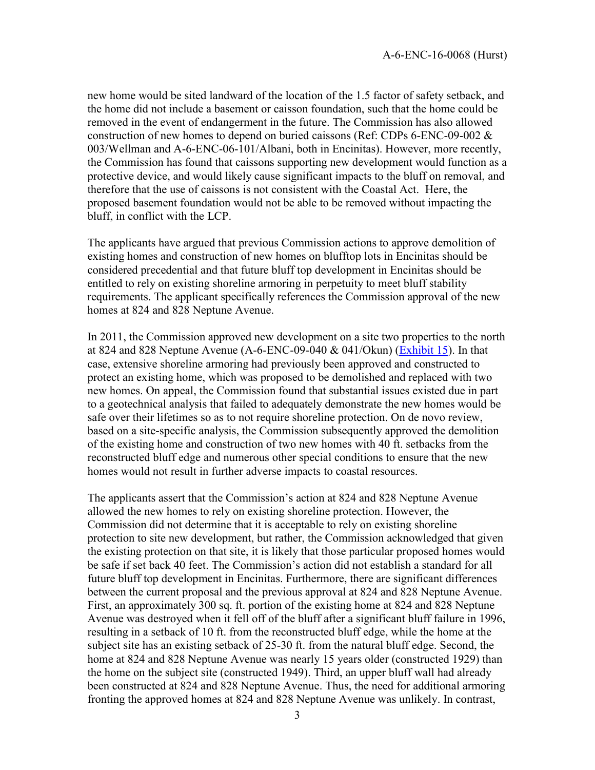new home would be sited landward of the location of the 1.5 factor of safety setback, and the home did not include a basement or caisson foundation, such that the home could be removed in the event of endangerment in the future. The Commission has also allowed construction of new homes to depend on buried caissons (Ref: CDPs 6-ENC-09-002 & 003/Wellman and A-6-ENC-06-101/Albani, both in Encinitas). However, more recently, the Commission has found that caissons supporting new development would function as a protective device, and would likely cause significant impacts to the bluff on removal, and therefore that the use of caissons is not consistent with the Coastal Act. Here, the proposed basement foundation would not be able to be removed without impacting the bluff, in conflict with the LCP.

The applicants have argued that previous Commission actions to approve demolition of existing homes and construction of new homes on blufftop lots in Encinitas should be considered precedential and that future bluff top development in Encinitas should be entitled to rely on existing shoreline armoring in perpetuity to meet bluff stability requirements. The applicant specifically references the Commission approval of the new homes at 824 and 828 Neptune Avenue.

In 2011, the Commission approved new development on a site two properties to the north at 824 and 828 Neptune Avenue (A-6-ENC-09-040 & 041/Okun) (Exhibit 15). In that case, extensive shoreline armoring had previously been approved and constructed to protect an existing home, which was proposed to be demolished and replaced with two new homes. On appeal, the Commission found that substantial issues existed due in part to a geotechnical analysis that failed to adequately demonstrate the new homes would be safe over their lifetimes so as to not require shoreline protection. On de novo review, based on a site-specific analysis, the Commission subsequently approved the demolition of the existing home and construction of two new homes with 40 ft. setbacks from the reconstructed bluff edge and numerous other special conditions to ensure that the new homes would not result in further adverse impacts to coastal resources.

The applicants assert that the Commission's action at 824 and 828 Neptune Avenue allowed the new homes to rely on existing shoreline protection. However, the Commission did not determine that it is acceptable to rely on existing shoreline protection to site new development, but rather, the Commission acknowledged that given the existing protection on that site, it is likely that those particular proposed homes would be safe if set back 40 feet. The Commission's action did not establish a standard for all future bluff top development in Encinitas. Furthermore, there are significant differences between the current proposal and the previous approval at 824 and 828 Neptune Avenue. First, an approximately 300 sq. ft. portion of the existing home at 824 and 828 Neptune Avenue was destroyed when it fell off of the bluff after a significant bluff failure in 1996, resulting in a setback of 10 ft. from the reconstructed bluff edge, while the home at the subject site has an existing setback of 25-30 ft. from the natural bluff edge. Second, the home at 824 and 828 Neptune Avenue was nearly 15 years older (constructed 1929) than the home on the subject site (constructed 1949). Third, an upper bluff wall had already been constructed at 824 and 828 Neptune Avenue. Thus, the need for additional armoring fronting the approved homes at 824 and 828 Neptune Avenue was unlikely. In contrast,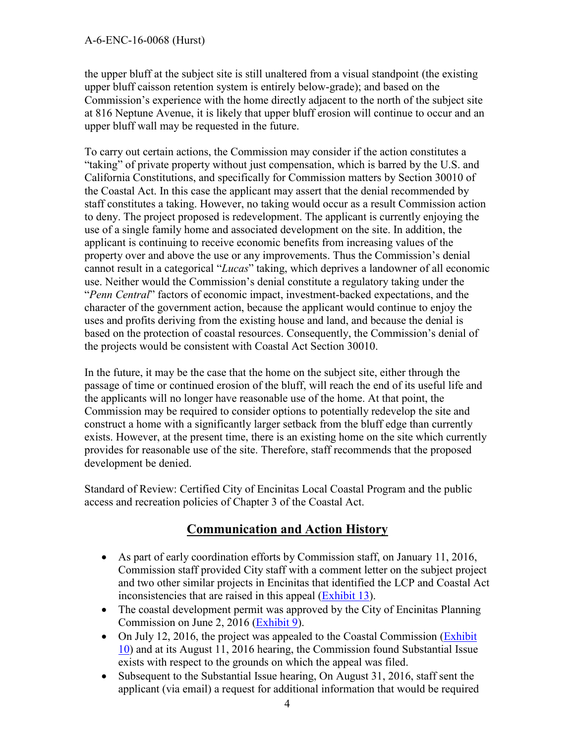the upper bluff at the subject site is still unaltered from a visual standpoint (the existing upper bluff caisson retention system is entirely below-grade); and based on the Commission's experience with the home directly adjacent to the north of the subject site at 816 Neptune Avenue, it is likely that upper bluff erosion will continue to occur and an upper bluff wall may be requested in the future.

To carry out certain actions, the Commission may consider if the action constitutes a "taking" of private property without just compensation, which is barred by the U.S. and California Constitutions, and specifically for Commission matters by Section 30010 of the Coastal Act. In this case the applicant may assert that the denial recommended by staff constitutes a taking. However, no taking would occur as a result Commission action to deny. The project proposed is redevelopment. The applicant is currently enjoying the use of a single family home and associated development on the site. In addition, the applicant is continuing to receive economic benefits from increasing values of the property over and above the use or any improvements. Thus the Commission's denial cannot result in a categorical "*Lucas*" taking, which deprives a landowner of all economic use. Neither would the Commission's denial constitute a regulatory taking under the "*Penn Central*" factors of economic impact, investment-backed expectations, and the character of the government action, because the applicant would continue to enjoy the uses and profits deriving from the existing house and land, and because the denial is based on the protection of coastal resources. Consequently, the Commission's denial of the projects would be consistent with Coastal Act Section 30010.

In the future, it may be the case that the home on the subject site, either through the passage of time or continued erosion of the bluff, will reach the end of its useful life and the applicants will no longer have reasonable use of the home. At that point, the Commission may be required to consider options to potentially redevelop the site and construct a home with a significantly larger setback from the bluff edge than currently exists. However, at the present time, there is an existing home on the site which currently provides for reasonable use of the site. Therefore, staff recommends that the proposed development be denied.

Standard of Review: Certified City of Encinitas Local Coastal Program and the public access and recreation policies of Chapter 3 of the Coastal Act.

## Communication and Action History

- As part of early coordination efforts by Commission staff, on January 11, 2016, Commission staff provided City staff with a comment letter on the subject project and two other similar projects in Encinitas that identified the LCP and Coastal Act inconsistencies that are raised in this appeal (Exhibit 13).
- The coastal development permit was approved by the City of Encinitas Planning Commission on June 2, 2016 (Exhibit 9).
- On July 12, 2016, the project was appealed to the Coastal Commission (Exhibit 10) and at its August 11, 2016 hearing, the Commission found Substantial Issue exists with respect to the grounds on which the appeal was filed.
- Subsequent to the Substantial Issue hearing, On August 31, 2016, staff sent the applicant (via email) a request for additional information that would be required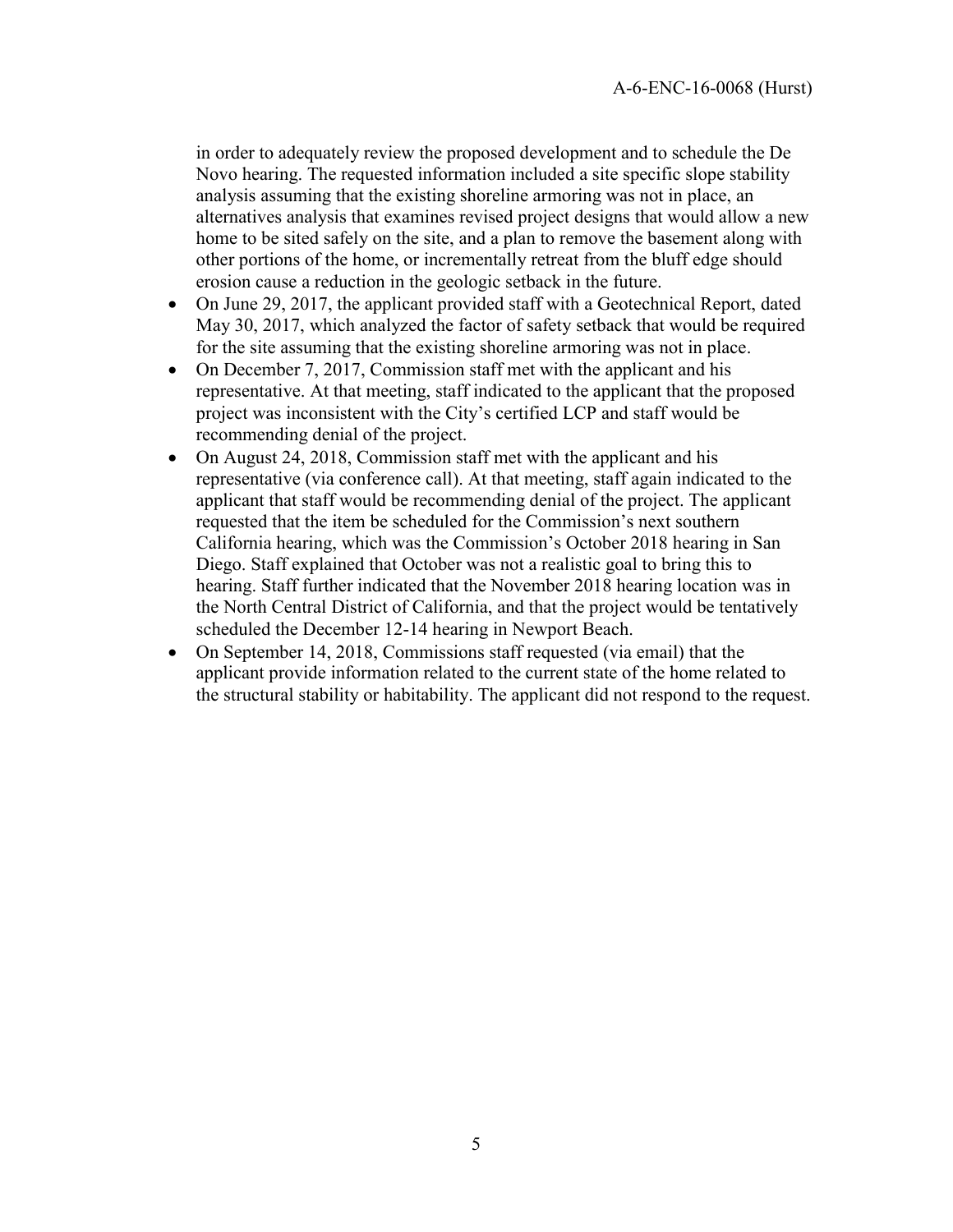in order to adequately review the proposed development and to schedule the De Novo hearing. The requested information included a site specific slope stability analysis assuming that the existing shoreline armoring was not in place, an alternatives analysis that examines revised project designs that would allow a new home to be sited safely on the site, and a plan to remove the basement along with other portions of the home, or incrementally retreat from the bluff edge should erosion cause a reduction in the geologic setback in the future.

- On June 29, 2017, the applicant provided staff with a Geotechnical Report, dated May 30, 2017, which analyzed the factor of safety setback that would be required for the site assuming that the existing shoreline armoring was not in place.
- On December 7, 2017, Commission staff met with the applicant and his representative. At that meeting, staff indicated to the applicant that the proposed project was inconsistent with the City's certified LCP and staff would be recommending denial of the project.
- On August 24, 2018, Commission staff met with the applicant and his representative (via conference call). At that meeting, staff again indicated to the applicant that staff would be recommending denial of the project. The applicant requested that the item be scheduled for the Commission's next southern California hearing, which was the Commission's October 2018 hearing in San Diego. Staff explained that October was not a realistic goal to bring this to hearing. Staff further indicated that the November 2018 hearing location was in the North Central District of California, and that the project would be tentatively scheduled the December 12-14 hearing in Newport Beach.
- On September 14, 2018, Commissions staff requested (via email) that the applicant provide information related to the current state of the home related to the structural stability or habitability. The applicant did not respond to the request.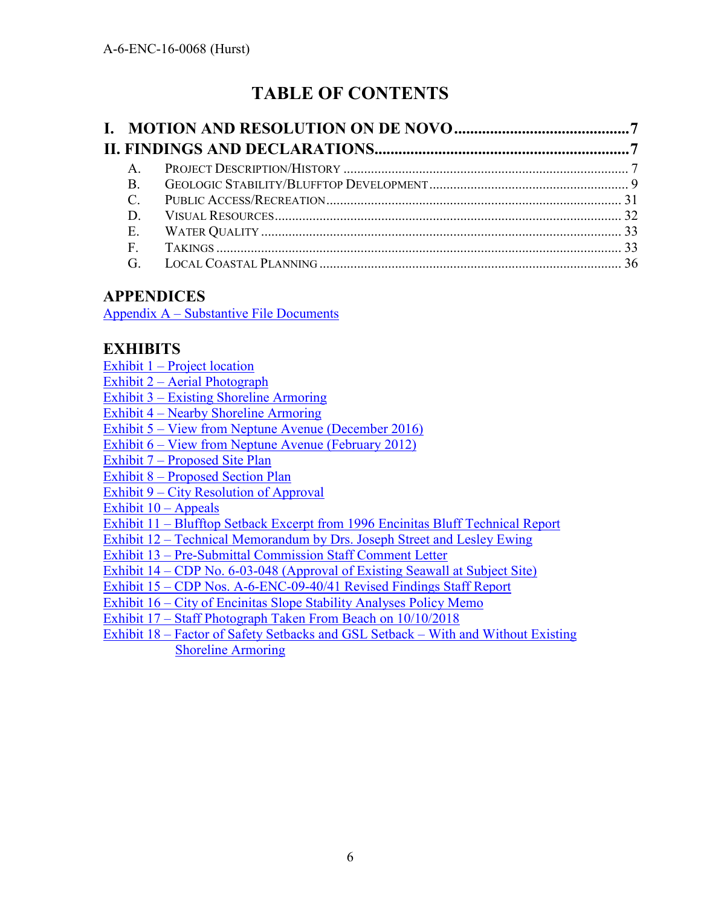# TABLE OF CONTENTS

**I. MOTION AND RESOLUTION ON DE NOVO .......................................... 7**

**II. FINDINGS AND DECLARATIONS............................................................... 7**

- A. PROJECT DESCRIPTION/HISTORY ................................................................. 7
- B. GEOLOGIC STABILITY/BLUFFTOP DEVELOPMENT ......................................... 9
- C. PUBLIC ACCESS/RECREATION ....................................................................... 31
- D. VISUAL RESOURCES ......................................................................................... 32
- E. WATER QUALITY ................................................................................................. 33
- F. TAKINGS .............................................................................................................. 33
- G. LOCAL COASTAL PLANNING .......................................................................... 36

## APPENDICES

Appendix A – Substantive File Documents

## EXHIBITS

Exhibit 1 – Project location
Exhibit 2 – Aerial Photograph
Exhibit 3 – Existing Shoreline Armoring
Exhibit 4 – Nearby Shoreline Armoring
Exhibit 5 – View from Neptune Avenue (December 2016)
Exhibit 6 – View from Neptune Avenue (February 2012)
Exhibit 7 – Proposed Site Plan
Exhibit 8 – Proposed Section Plan
Exhibit 9 – City Resolution of Approval
Exhibit 10 – Appeals
Exhibit 11 – Blufftop Setback Excerpt from 1996 Encinitas Bluff Technical Report
Exhibit 12 – Technical Memorandum by Drs. Joseph Street and Lesley Ewing
Exhibit 13 – Pre-Submittal Commission Staff Comment Letter
Exhibit 14 – CDP No. 6-03-048 (Approval of Existing Seawall at Subject Site)
Exhibit 15 – CDP Nos. A-6-ENC-09-40/41 Revised Findings Staff Report
Exhibit 16 – City of Encinitas Slope Stability Analyses Policy Memo
Exhibit 17 – Staff Photograph Taken From Beach on 10/10/2018
Exhibit 18 – Factor of Safety Setbacks and GSL Setback – With and Without Existing Shoreline Armoring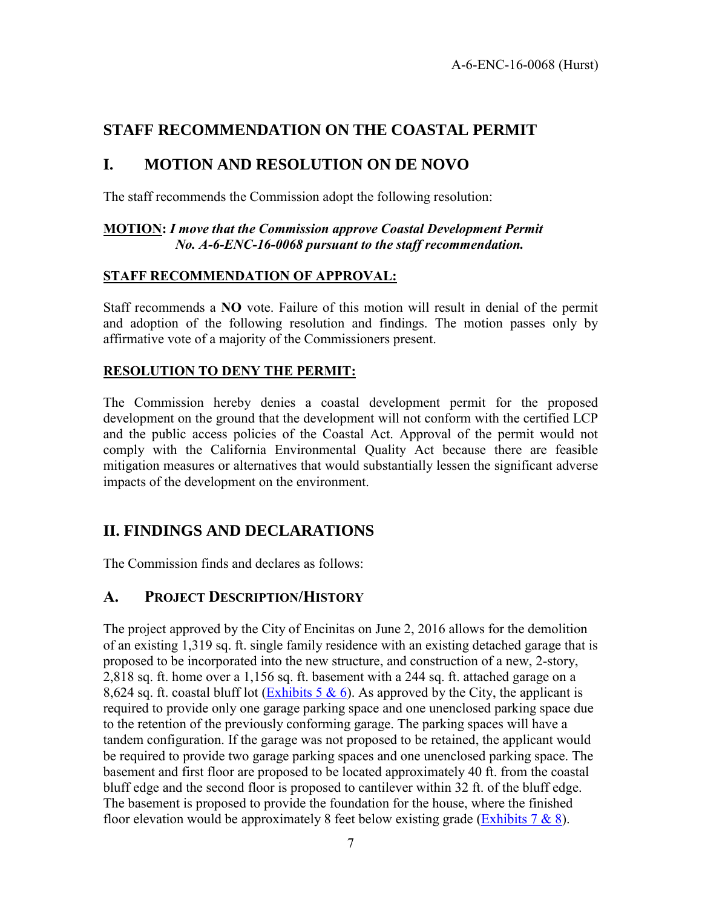# STAFF RECOMMENDATION ON THE COASTAL PERMIT

## I. MOTION AND RESOLUTION ON DE NOVO

The staff recommends the Commission adopt the following resolution:

**<u>MOTION</u>:** ***I move that the Commission approve Coastal Development Permit No. A-6-ENC-16-0068 pursuant to the staff recommendation.***

**<u>STAFF RECOMMENDATION OF APPROVAL:</u>**

Staff recommends a **NO** vote. Failure of this motion will result in denial of the permit and adoption of the following resolution and findings. The motion passes only by affirmative vote of a majority of the Commissioners present.

**<u>RESOLUTION TO DENY THE PERMIT:</u>**

The Commission hereby denies a coastal development permit for the proposed development on the ground that the development will not conform with the certified LCP and the public access policies of the Coastal Act. Approval of the permit would not comply with the California Environmental Quality Act because there are feasible mitigation measures or alternatives that would substantially lessen the significant adverse impacts of the development on the environment.

## II. FINDINGS AND DECLARATIONS

The Commission finds and declares as follows:

### A. PROJECT DESCRIPTION/HISTORY

The project approved by the City of Encinitas on June 2, 2016 allows for the demolition of an existing 1,319 sq. ft. single family residence with an existing detached garage that is proposed to be incorporated into the new structure, and construction of a new, 2-story, 2,818 sq. ft. home over a 1,156 sq. ft. basement with a 244 sq. ft. attached garage on a 8,624 sq. ft. coastal bluff lot (Exhibits 5 & 6). As approved by the City, the applicant is required to provide only one garage parking space and one unenclosed parking space due to the retention of the previously conforming garage. The parking spaces will have a tandem configuration. If the garage was not proposed to be retained, the applicant would be required to provide two garage parking spaces and one unenclosed parking space. The basement and first floor are proposed to be located approximately 40 ft. from the coastal bluff edge and the second floor is proposed to cantilever within 32 ft. of the bluff edge. The basement is proposed to provide the foundation for the house, where the finished floor elevation would be approximately 8 feet below existing grade (Exhibits 7 & 8).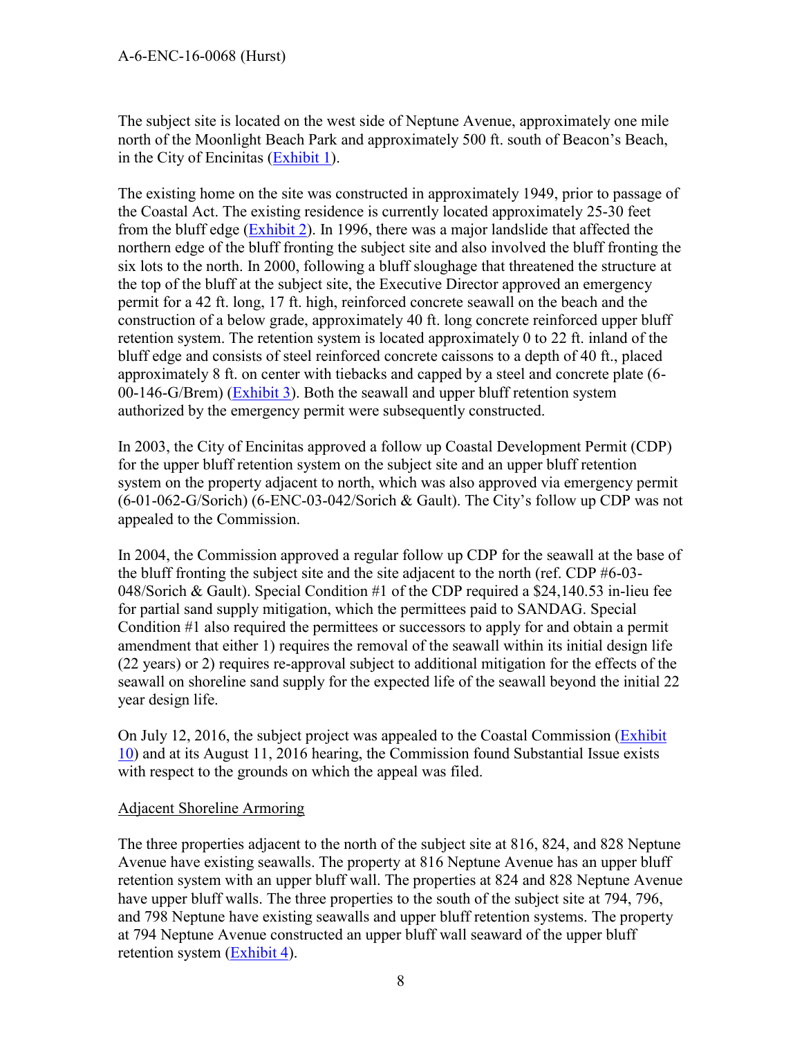The subject site is located on the west side of Neptune Avenue, approximately one mile north of the Moonlight Beach Park and approximately 500 ft. south of Beacon's Beach, in the City of Encinitas (Exhibit 1).

The existing home on the site was constructed in approximately 1949, prior to passage of the Coastal Act. The existing residence is currently located approximately 25-30 feet from the bluff edge (Exhibit 2). In 1996, there was a major landslide that affected the northern edge of the bluff fronting the subject site and also involved the bluff fronting the six lots to the north. In 2000, following a bluff sloughage that threatened the structure at the top of the bluff at the subject site, the Executive Director approved an emergency permit for a 42 ft. long, 17 ft. high, reinforced concrete seawall on the beach and the construction of a below grade, approximately 40 ft. long concrete reinforced upper bluff retention system. The retention system is located approximately 0 to 22 ft. inland of the bluff edge and consists of steel reinforced concrete caissons to a depth of 40 ft., placed approximately 8 ft. on center with tiebacks and capped by a steel and concrete plate (6-00-146-G/Brem) (Exhibit 3). Both the seawall and upper bluff retention system authorized by the emergency permit were subsequently constructed.

In 2003, the City of Encinitas approved a follow up Coastal Development Permit (CDP) for the upper bluff retention system on the subject site and an upper bluff retention system on the property adjacent to north, which was also approved via emergency permit (6-01-062-G/Sorich) (6-ENC-03-042/Sorich & Gault). The City's follow up CDP was not appealed to the Commission.

In 2004, the Commission approved a regular follow up CDP for the seawall at the base of the bluff fronting the subject site and the site adjacent to the north (ref. CDP #6-03-048/Sorich & Gault). Special Condition #1 of the CDP required a $24,140.53 in-lieu fee for partial sand supply mitigation, which the permittees paid to SANDAG. Special Condition #1 also required the permittees or successors to apply for and obtain a permit amendment that either 1) requires the removal of the seawall within its initial design life (22 years) or 2) requires re-approval subject to additional mitigation for the effects of the seawall on shoreline sand supply for the expected life of the seawall beyond the initial 22 year design life.

On July 12, 2016, the subject project was appealed to the Coastal Commission (Exhibit 10) and at its August 11, 2016 hearing, the Commission found Substantial Issue exists with respect to the grounds on which the appeal was filed.

Adjacent Shoreline Armoring

The three properties adjacent to the north of the subject site at 816, 824, and 828 Neptune Avenue have existing seawalls. The property at 816 Neptune Avenue has an upper bluff retention system with an upper bluff wall. The properties at 824 and 828 Neptune Avenue have upper bluff walls. The three properties to the south of the subject site at 794, 796, and 798 Neptune have existing seawalls and upper bluff retention systems. The property at 794 Neptune Avenue constructed an upper bluff wall seaward of the upper bluff retention system (Exhibit 4).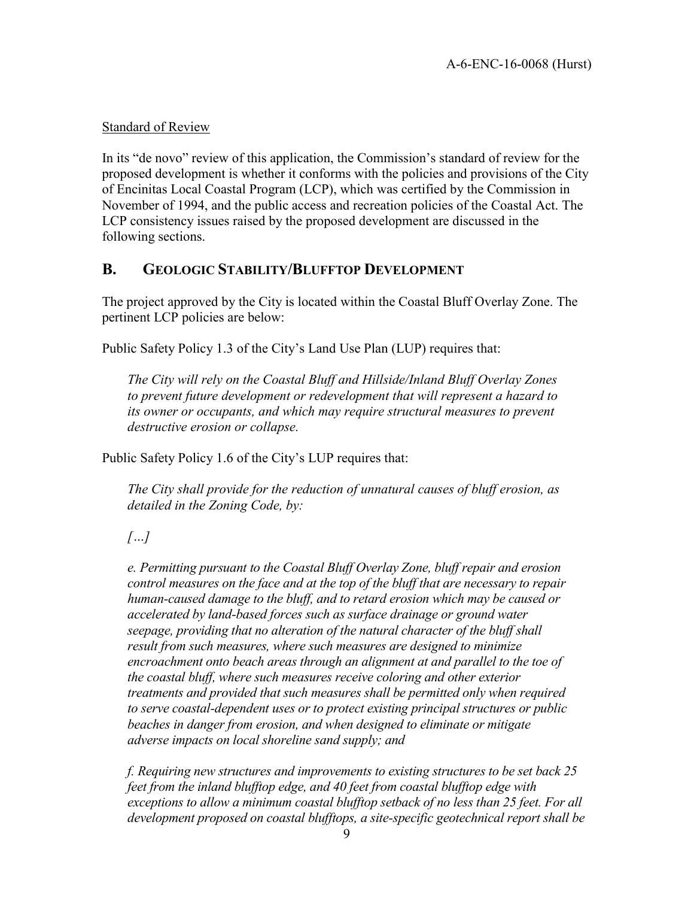Standard of Review

In its "de novo" review of this application, the Commission's standard of review for the proposed development is whether it conforms with the policies and provisions of the City of Encinitas Local Coastal Program (LCP), which was certified by the Commission in November of 1994, and the public access and recreation policies of the Coastal Act. The LCP consistency issues raised by the proposed development are discussed in the following sections.

## B. GEOLOGIC STABILITY/BLUFFTOP DEVELOPMENT

The project approved by the City is located within the Coastal Bluff Overlay Zone. The pertinent LCP policies are below:

Public Safety Policy 1.3 of the City's Land Use Plan (LUP) requires that:

> *The City will rely on the Coastal Bluff and Hillside/Inland Bluff Overlay Zones to prevent future development or redevelopment that will represent a hazard to its owner or occupants, and which may require structural measures to prevent destructive erosion or collapse.*

Public Safety Policy 1.6 of the City's LUP requires that:

> *The City shall provide for the reduction of unnatural causes of bluff erosion, as detailed in the Zoning Code, by:*
>
> *[…]*
>
> *e. Permitting pursuant to the Coastal Bluff Overlay Zone, bluff repair and erosion control measures on the face and at the top of the bluff that are necessary to repair human-caused damage to the bluff, and to retard erosion which may be caused or accelerated by land-based forces such as surface drainage or ground water seepage, providing that no alteration of the natural character of the bluff shall result from such measures, where such measures are designed to minimize encroachment onto beach areas through an alignment at and parallel to the toe of the coastal bluff, where such measures receive coloring and other exterior treatments and provided that such measures shall be permitted only when required to serve coastal-dependent uses or to protect existing principal structures or public beaches in danger from erosion, and when designed to eliminate or mitigate adverse impacts on local shoreline sand supply; and*
>
> *f. Requiring new structures and improvements to existing structures to be set back 25 feet from the inland blufftop edge, and 40 feet from coastal blufftop edge with exceptions to allow a minimum coastal blufftop setback of no less than 25 feet. For all development proposed on coastal blufftops, a site-specific geotechnical report shall be*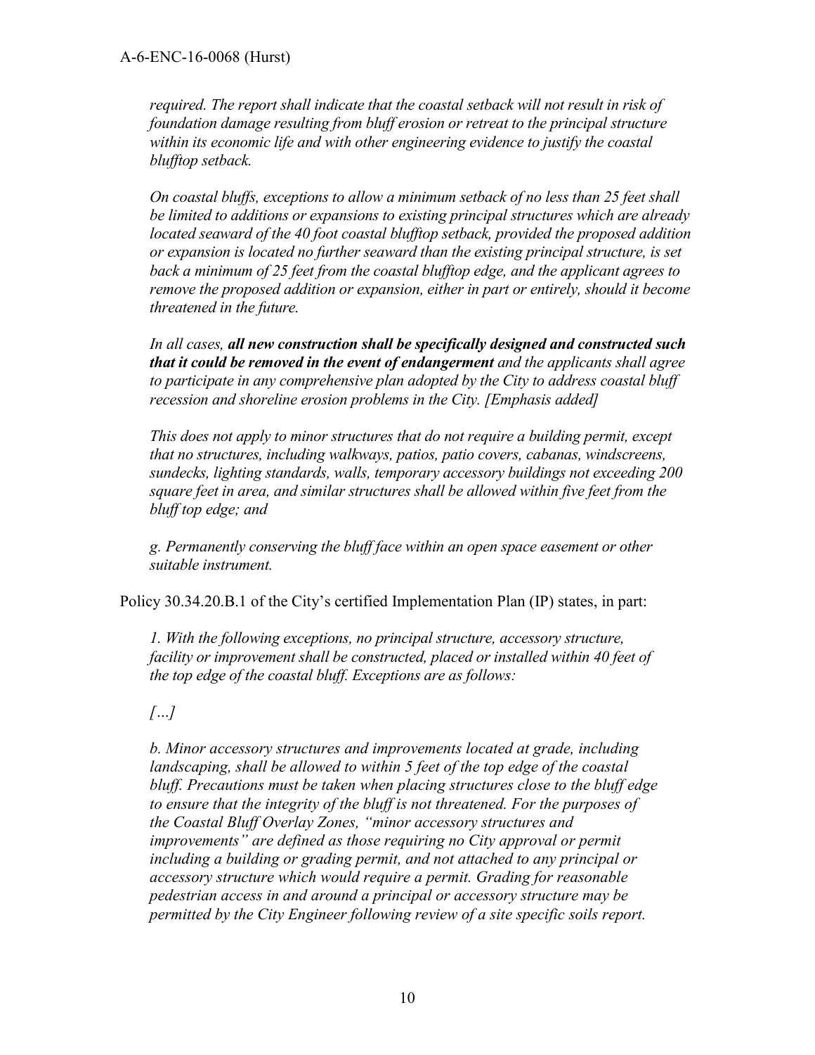*required. The report shall indicate that the coastal setback will not result in risk of foundation damage resulting from bluff erosion or retreat to the principal structure within its economic life and with other engineering evidence to justify the coastal blufftop setback.*

*On coastal bluffs, exceptions to allow a minimum setback of no less than 25 feet shall be limited to additions or expansions to existing principal structures which are already located seaward of the 40 foot coastal blufftop setback, provided the proposed addition or expansion is located no further seaward than the existing principal structure, is set back a minimum of 25 feet from the coastal blufftop edge, and the applicant agrees to remove the proposed addition or expansion, either in part or entirely, should it become threatened in the future.*

*In all cases, **all new construction shall be specifically designed and constructed such that it could be removed in the event of endangerment** and the applicants shall agree to participate in any comprehensive plan adopted by the City to address coastal bluff recession and shoreline erosion problems in the City. [Emphasis added]*

*This does not apply to minor structures that do not require a building permit, except that no structures, including walkways, patios, patio covers, cabanas, windscreens, sundecks, lighting standards, walls, temporary accessory buildings not exceeding 200 square feet in area, and similar structures shall be allowed within five feet from the bluff top edge; and*

*g. Permanently conserving the bluff face within an open space easement or other suitable instrument.*

Policy 30.34.20.B.1 of the City's certified Implementation Plan (IP) states, in part:

*1. With the following exceptions, no principal structure, accessory structure, facility or improvement shall be constructed, placed or installed within 40 feet of the top edge of the coastal bluff. Exceptions are as follows:*

*[…]*

*b. Minor accessory structures and improvements located at grade, including landscaping, shall be allowed to within 5 feet of the top edge of the coastal bluff. Precautions must be taken when placing structures close to the bluff edge to ensure that the integrity of the bluff is not threatened. For the purposes of the Coastal Bluff Overlay Zones, "minor accessory structures and improvements" are defined as those requiring no City approval or permit including a building or grading permit, and not attached to any principal or accessory structure which would require a permit. Grading for reasonable pedestrian access in and around a principal or accessory structure may be permitted by the City Engineer following review of a site specific soils report.*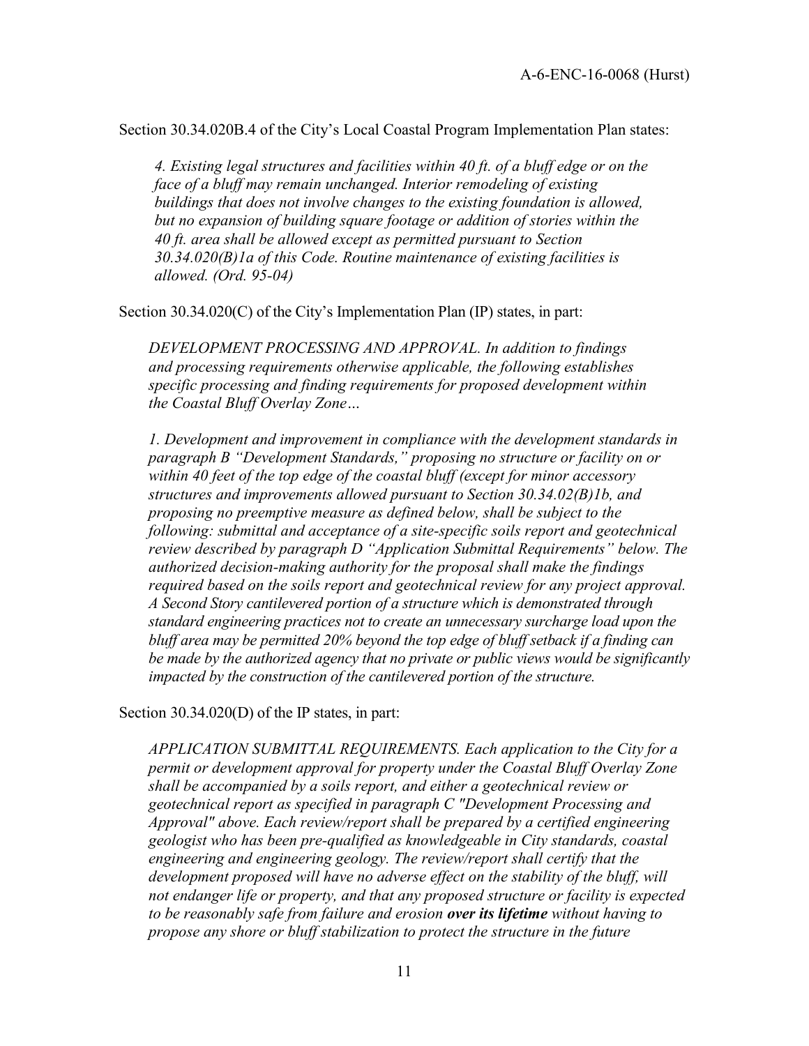Section 30.34.020B.4 of the City's Local Coastal Program Implementation Plan states:

> *4. Existing legal structures and facilities within 40 ft. of a bluff edge or on the face of a bluff may remain unchanged. Interior remodeling of existing buildings that does not involve changes to the existing foundation is allowed, but no expansion of building square footage or addition of stories within the 40 ft. area shall be allowed except as permitted pursuant to Section 30.34.020(B)1a of this Code. Routine maintenance of existing facilities is allowed. (Ord. 95-04)*

Section 30.34.020(C) of the City's Implementation Plan (IP) states, in part:

> *DEVELOPMENT PROCESSING AND APPROVAL. In addition to findings and processing requirements otherwise applicable, the following establishes specific processing and finding requirements for proposed development within the Coastal Bluff Overlay Zone…*
>
> *1. Development and improvement in compliance with the development standards in paragraph B "Development Standards," proposing no structure or facility on or within 40 feet of the top edge of the coastal bluff (except for minor accessory structures and improvements allowed pursuant to Section 30.34.02(B)1b, and proposing no preemptive measure as defined below, shall be subject to the following: submittal and acceptance of a site-specific soils report and geotechnical review described by paragraph D "Application Submittal Requirements" below. The authorized decision-making authority for the proposal shall make the findings required based on the soils report and geotechnical review for any project approval. A Second Story cantilevered portion of a structure which is demonstrated through standard engineering practices not to create an unnecessary surcharge load upon the bluff area may be permitted 20% beyond the top edge of bluff setback if a finding can be made by the authorized agency that no private or public views would be significantly impacted by the construction of the cantilevered portion of the structure.*

Section 30.34.020(D) of the IP states, in part:

> *APPLICATION SUBMITTAL REQUIREMENTS. Each application to the City for a permit or development approval for property under the Coastal Bluff Overlay Zone shall be accompanied by a soils report, and either a geotechnical review or geotechnical report as specified in paragraph C "Development Processing and Approval" above. Each review/report shall be prepared by a certified engineering geologist who has been pre-qualified as knowledgeable in City standards, coastal engineering and engineering geology. The review/report shall certify that the development proposed will have no adverse effect on the stability of the bluff, will not endanger life or property, and that any proposed structure or facility is expected to be reasonably safe from failure and erosion* ***over its lifetime*** *without having to propose any shore or bluff stabilization to protect the structure in the future*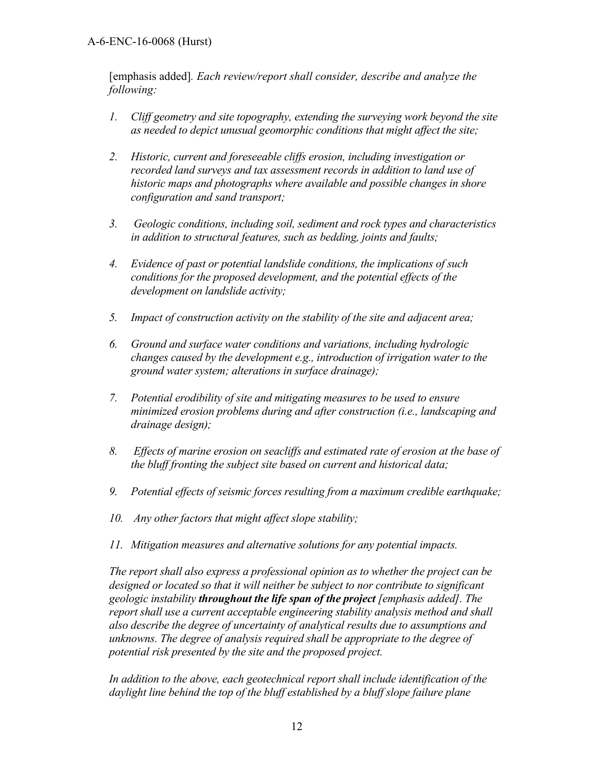[emphasis added]. *Each review/report shall consider, describe and analyze the following:*

1. *Cliff geometry and site topography, extending the surveying work beyond the site as needed to depict unusual geomorphic conditions that might affect the site;*

2. *Historic, current and foreseeable cliffs erosion, including investigation or recorded land surveys and tax assessment records in addition to land use of historic maps and photographs where available and possible changes in shore configuration and sand transport;*

3. *Geologic conditions, including soil, sediment and rock types and characteristics in addition to structural features, such as bedding, joints and faults;*

4. *Evidence of past or potential landslide conditions, the implications of such conditions for the proposed development, and the potential effects of the development on landslide activity;*

5. *Impact of construction activity on the stability of the site and adjacent area;*

6. *Ground and surface water conditions and variations, including hydrologic changes caused by the development e.g., introduction of irrigation water to the ground water system; alterations in surface drainage);*

7. *Potential erodibility of site and mitigating measures to be used to ensure minimized erosion problems during and after construction (i.e., landscaping and drainage design);*

8. *Effects of marine erosion on seacliffs and estimated rate of erosion at the base of the bluff fronting the subject site based on current and historical data;*

9. *Potential effects of seismic forces resulting from a maximum credible earthquake;*

10. *Any other factors that might affect slope stability;*

11. *Mitigation measures and alternative solutions for any potential impacts.*

*The report shall also express a professional opinion as to whether the project can be designed or located so that it will neither be subject to nor contribute to significant geologic instability* ***throughout the life span of the project*** *[emphasis added]. The report shall use a current acceptable engineering stability analysis method and shall also describe the degree of uncertainty of analytical results due to assumptions and unknowns. The degree of analysis required shall be appropriate to the degree of potential risk presented by the site and the proposed project.*

*In addition to the above, each geotechnical report shall include identification of the daylight line behind the top of the bluff established by a bluff slope failure plane*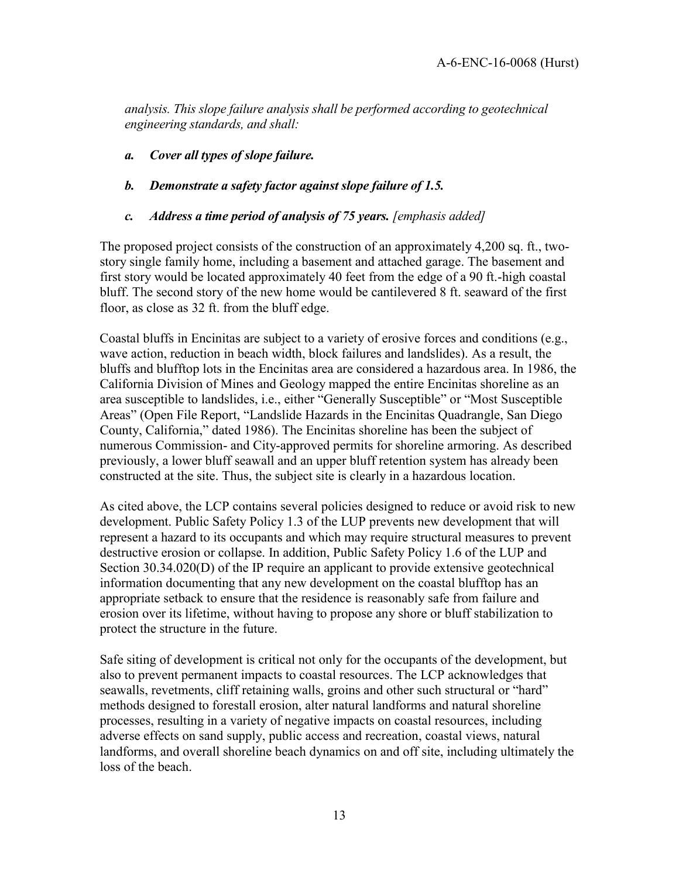*analysis. This slope failure analysis shall be performed according to geotechnical engineering standards, and shall:*

- ***a. Cover all types of slope failure.***
- ***b. Demonstrate a safety factor against slope failure of 1.5.***
- ***c. Address a time period of analysis of 75 years.*** *[emphasis added]*

The proposed project consists of the construction of an approximately 4,200 sq. ft., two-story single family home, including a basement and attached garage. The basement and first story would be located approximately 40 feet from the edge of a 90 ft.-high coastal bluff. The second story of the new home would be cantilevered 8 ft. seaward of the first floor, as close as 32 ft. from the bluff edge.

Coastal bluffs in Encinitas are subject to a variety of erosive forces and conditions (e.g., wave action, reduction in beach width, block failures and landslides). As a result, the bluffs and blufftop lots in the Encinitas area are considered a hazardous area. In 1986, the California Division of Mines and Geology mapped the entire Encinitas shoreline as an area susceptible to landslides, i.e., either "Generally Susceptible" or "Most Susceptible Areas" (Open File Report, "Landslide Hazards in the Encinitas Quadrangle, San Diego County, California," dated 1986). The Encinitas shoreline has been the subject of numerous Commission- and City-approved permits for shoreline armoring. As described previously, a lower bluff seawall and an upper bluff retention system has already been constructed at the site. Thus, the subject site is clearly in a hazardous location.

As cited above, the LCP contains several policies designed to reduce or avoid risk to new development. Public Safety Policy 1.3 of the LUP prevents new development that will represent a hazard to its occupants and which may require structural measures to prevent destructive erosion or collapse. In addition, Public Safety Policy 1.6 of the LUP and Section 30.34.020(D) of the IP require an applicant to provide extensive geotechnical information documenting that any new development on the coastal blufftop has an appropriate setback to ensure that the residence is reasonably safe from failure and erosion over its lifetime, without having to propose any shore or bluff stabilization to protect the structure in the future.

Safe siting of development is critical not only for the occupants of the development, but also to prevent permanent impacts to coastal resources. The LCP acknowledges that seawalls, revetments, cliff retaining walls, groins and other such structural or "hard" methods designed to forestall erosion, alter natural landforms and natural shoreline processes, resulting in a variety of negative impacts on coastal resources, including adverse effects on sand supply, public access and recreation, coastal views, natural landforms, and overall shoreline beach dynamics on and off site, including ultimately the loss of the beach.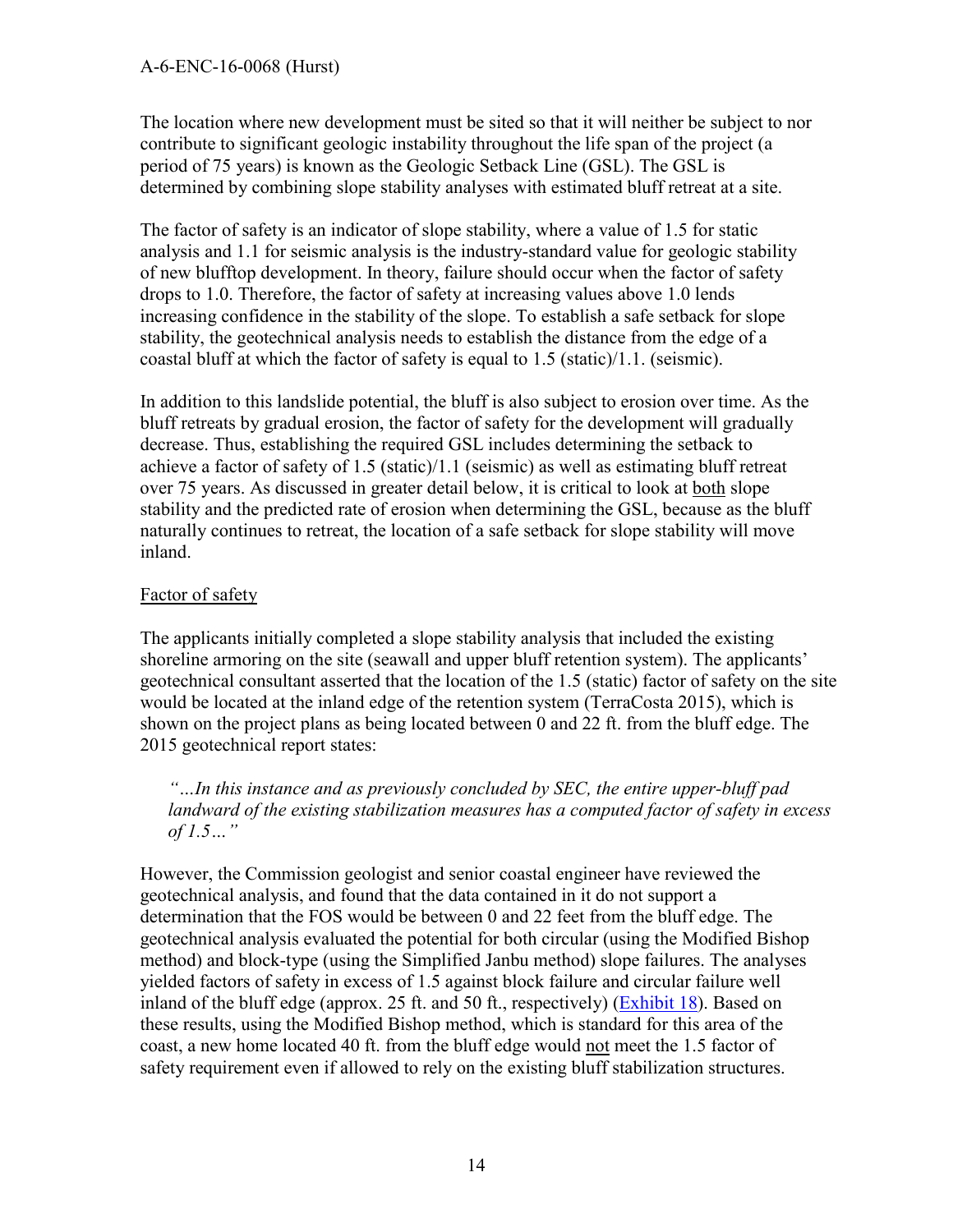The location where new development must be sited so that it will neither be subject to nor contribute to significant geologic instability throughout the life span of the project (a period of 75 years) is known as the Geologic Setback Line (GSL). The GSL is determined by combining slope stability analyses with estimated bluff retreat at a site.

The factor of safety is an indicator of slope stability, where a value of 1.5 for static analysis and 1.1 for seismic analysis is the industry-standard value for geologic stability of new blufftop development. In theory, failure should occur when the factor of safety drops to 1.0. Therefore, the factor of safety at increasing values above 1.0 lends increasing confidence in the stability of the slope. To establish a safe setback for slope stability, the geotechnical analysis needs to establish the distance from the edge of a coastal bluff at which the factor of safety is equal to 1.5 (static)/1.1. (seismic).

In addition to this landslide potential, the bluff is also subject to erosion over time. As the bluff retreats by gradual erosion, the factor of safety for the development will gradually decrease. Thus, establishing the required GSL includes determining the setback to achieve a factor of safety of 1.5 (static)/1.1 (seismic) as well as estimating bluff retreat over 75 years. As discussed in greater detail below, it is critical to look at <u>both</u> slope stability and the predicted rate of erosion when determining the GSL, because as the bluff naturally continues to retreat, the location of a safe setback for slope stability will move inland.

<u>Factor of safety</u>

The applicants initially completed a slope stability analysis that included the existing shoreline armoring on the site (seawall and upper bluff retention system). The applicants' geotechnical consultant asserted that the location of the 1.5 (static) factor of safety on the site would be located at the inland edge of the retention system (TerraCosta 2015), which is shown on the project plans as being located between 0 and 22 ft. from the bluff edge. The 2015 geotechnical report states:

> *"…In this instance and as previously concluded by SEC, the entire upper-bluff pad landward of the existing stabilization measures has a computed factor of safety in excess of 1.5…"*

However, the Commission geologist and senior coastal engineer have reviewed the geotechnical analysis, and found that the data contained in it do not support a determination that the FOS would be between 0 and 22 feet from the bluff edge. The geotechnical analysis evaluated the potential for both circular (using the Modified Bishop method) and block-type (using the Simplified Janbu method) slope failures. The analyses yielded factors of safety in excess of 1.5 against block failure and circular failure well inland of the bluff edge (approx. 25 ft. and 50 ft., respectively) (Exhibit 18). Based on these results, using the Modified Bishop method, which is standard for this area of the coast, a new home located 40 ft. from the bluff edge would <u>not</u> meet the 1.5 factor of safety requirement even if allowed to rely on the existing bluff stabilization structures.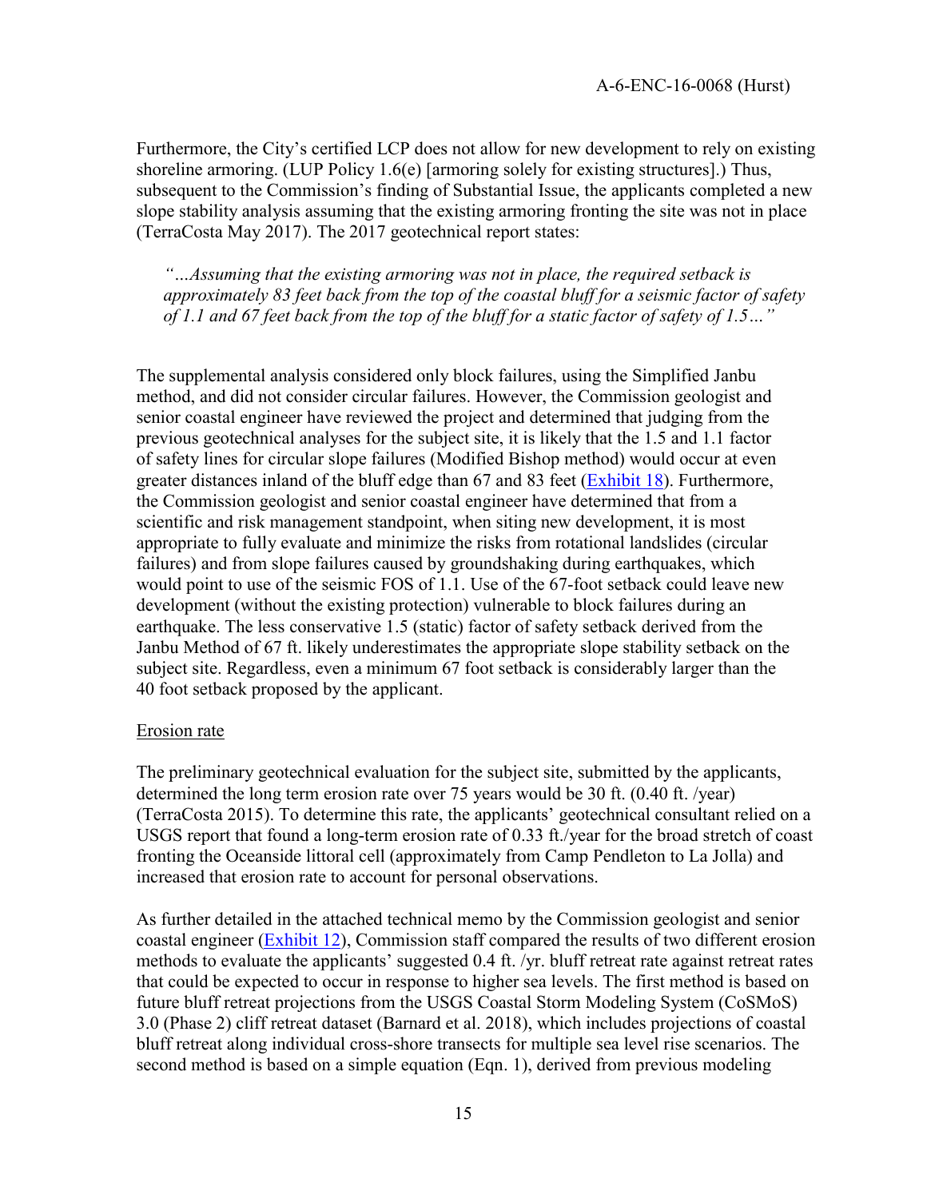Furthermore, the City's certified LCP does not allow for new development to rely on existing shoreline armoring. (LUP Policy 1.6(e) [armoring solely for existing structures].) Thus, subsequent to the Commission's finding of Substantial Issue, the applicants completed a new slope stability analysis assuming that the existing armoring fronting the site was not in place (TerraCosta May 2017). The 2017 geotechnical report states:

> *"…Assuming that the existing armoring was not in place, the required setback is approximately 83 feet back from the top of the coastal bluff for a seismic factor of safety of 1.1 and 67 feet back from the top of the bluff for a static factor of safety of 1.5…"*

The supplemental analysis considered only block failures, using the Simplified Janbu method, and did not consider circular failures. However, the Commission geologist and senior coastal engineer have reviewed the project and determined that judging from the previous geotechnical analyses for the subject site, it is likely that the 1.5 and 1.1 factor of safety lines for circular slope failures (Modified Bishop method) would occur at even greater distances inland of the bluff edge than 67 and 83 feet (Exhibit 18). Furthermore, the Commission geologist and senior coastal engineer have determined that from a scientific and risk management standpoint, when siting new development, it is most appropriate to fully evaluate and minimize the risks from rotational landslides (circular failures) and from slope failures caused by groundshaking during earthquakes, which would point to use of the seismic FOS of 1.1. Use of the 67-foot setback could leave new development (without the existing protection) vulnerable to block failures during an earthquake. The less conservative 1.5 (static) factor of safety setback derived from the Janbu Method of 67 ft. likely underestimates the appropriate slope stability setback on the subject site. Regardless, even a minimum 67 foot setback is considerably larger than the 40 foot setback proposed by the applicant.

Erosion rate

The preliminary geotechnical evaluation for the subject site, submitted by the applicants, determined the long term erosion rate over 75 years would be 30 ft. (0.40 ft. /year) (TerraCosta 2015). To determine this rate, the applicants' geotechnical consultant relied on a USGS report that found a long-term erosion rate of 0.33 ft./year for the broad stretch of coast fronting the Oceanside littoral cell (approximately from Camp Pendleton to La Jolla) and increased that erosion rate to account for personal observations.

As further detailed in the attached technical memo by the Commission geologist and senior coastal engineer (Exhibit 12), Commission staff compared the results of two different erosion methods to evaluate the applicants' suggested 0.4 ft. /yr. bluff retreat rate against retreat rates that could be expected to occur in response to higher sea levels. The first method is based on future bluff retreat projections from the USGS Coastal Storm Modeling System (CoSMoS) 3.0 (Phase 2) cliff retreat dataset (Barnard et al. 2018), which includes projections of coastal bluff retreat along individual cross-shore transects for multiple sea level rise scenarios. The second method is based on a simple equation (Eqn. 1), derived from previous modeling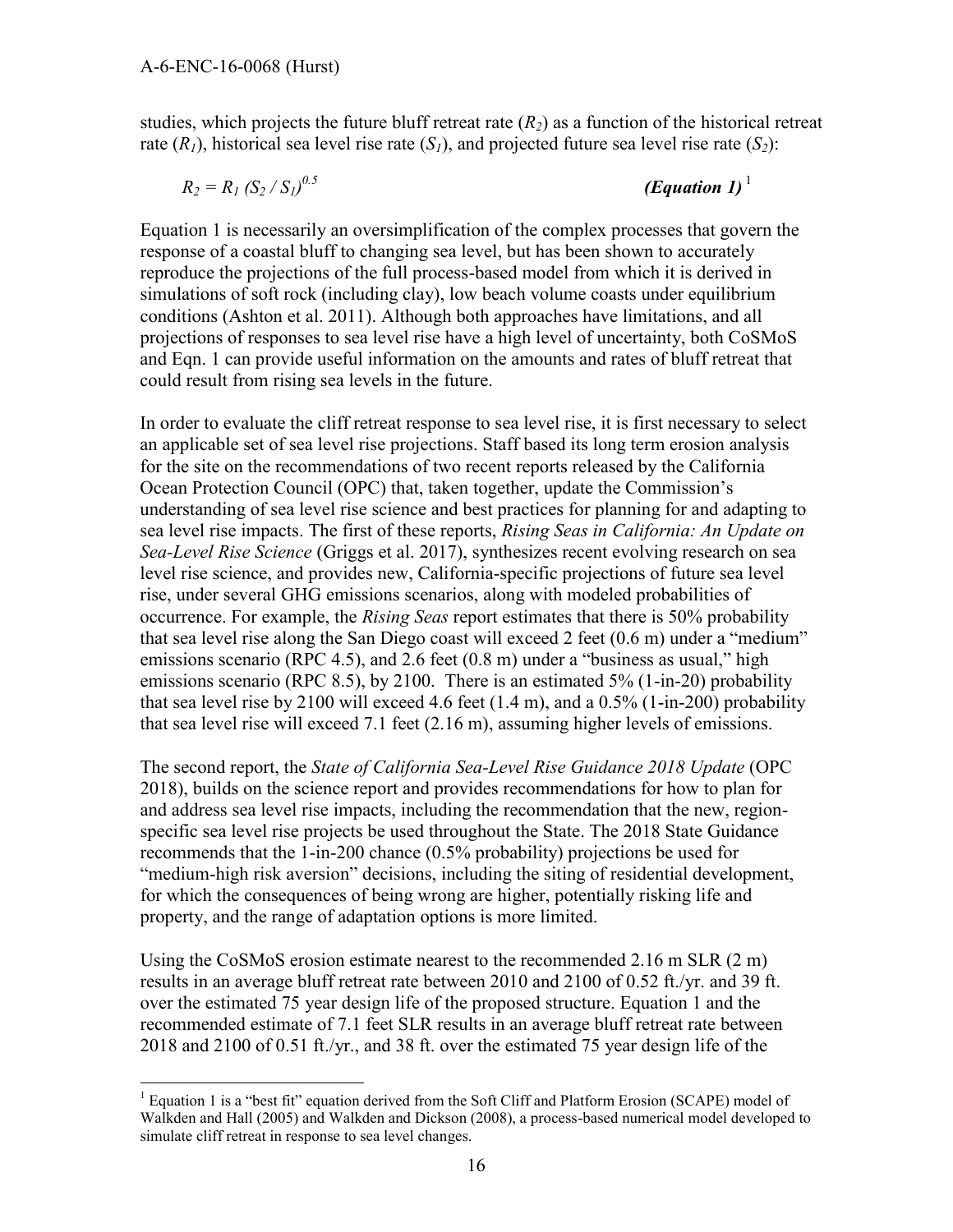studies, which projects the future bluff retreat rate ($R_2$) as a function of the historical retreat rate ($R_1$), historical sea level rise rate ($S_1$), and projected future sea level rise rate ($S_2$):

$$R_2 = R_1 (S_2 / S_1)^{0.5} \qquad \textbf{\textit{(Equation 1)}}\ [1]$$

Equation 1 is necessarily an oversimplification of the complex processes that govern the response of a coastal bluff to changing sea level, but has been shown to accurately reproduce the projections of the full process-based model from which it is derived in simulations of soft rock (including clay), low beach volume coasts under equilibrium conditions (Ashton et al. 2011). Although both approaches have limitations, and all projections of responses to sea level rise have a high level of uncertainty, both CoSMoS and Eqn. 1 can provide useful information on the amounts and rates of bluff retreat that could result from rising sea levels in the future.

In order to evaluate the cliff retreat response to sea level rise, it is first necessary to select an applicable set of sea level rise projections. Staff based its long term erosion analysis for the site on the recommendations of two recent reports released by the California Ocean Protection Council (OPC) that, taken together, update the Commission's understanding of sea level rise science and best practices for planning for and adapting to sea level rise impacts. The first of these reports, *Rising Seas in California: An Update on Sea-Level Rise Science* (Griggs et al. 2017), synthesizes recent evolving research on sea level rise science, and provides new, California-specific projections of future sea level rise, under several GHG emissions scenarios, along with modeled probabilities of occurrence. For example, the *Rising Seas* report estimates that there is 50% probability that sea level rise along the San Diego coast will exceed 2 feet (0.6 m) under a "medium" emissions scenario (RPC 4.5), and 2.6 feet (0.8 m) under a "business as usual," high emissions scenario (RPC 8.5), by 2100. There is an estimated 5% (1-in-20) probability that sea level rise by 2100 will exceed 4.6 feet (1.4 m), and a 0.5% (1-in-200) probability that sea level rise will exceed 7.1 feet (2.16 m), assuming higher levels of emissions.

The second report, the *State of California Sea-Level Rise Guidance 2018 Update* (OPC 2018), builds on the science report and provides recommendations for how to plan for and address sea level rise impacts, including the recommendation that the new, region-specific sea level rise projects be used throughout the State. The 2018 State Guidance recommends that the 1-in-200 chance (0.5% probability) projections be used for "medium-high risk aversion" decisions, including the siting of residential development, for which the consequences of being wrong are higher, potentially risking life and property, and the range of adaptation options is more limited.

Using the CoSMoS erosion estimate nearest to the recommended 2.16 m SLR (2 m) results in an average bluff retreat rate between 2010 and 2100 of 0.52 ft./yr. and 39 ft. over the estimated 75 year design life of the proposed structure. Equation 1 and the recommended estimate of 7.1 feet SLR results in an average bluff retreat rate between 2018 and 2100 of 0.51 ft./yr., and 38 ft. over the estimated 75 year design life of the

[1] Equation 1 is a "best fit" equation derived from the Soft Cliff and Platform Erosion (SCAPE) model of Walkden and Hall (2005) and Walkden and Dickson (2008), a process-based numerical model developed to simulate cliff retreat in response to sea level changes.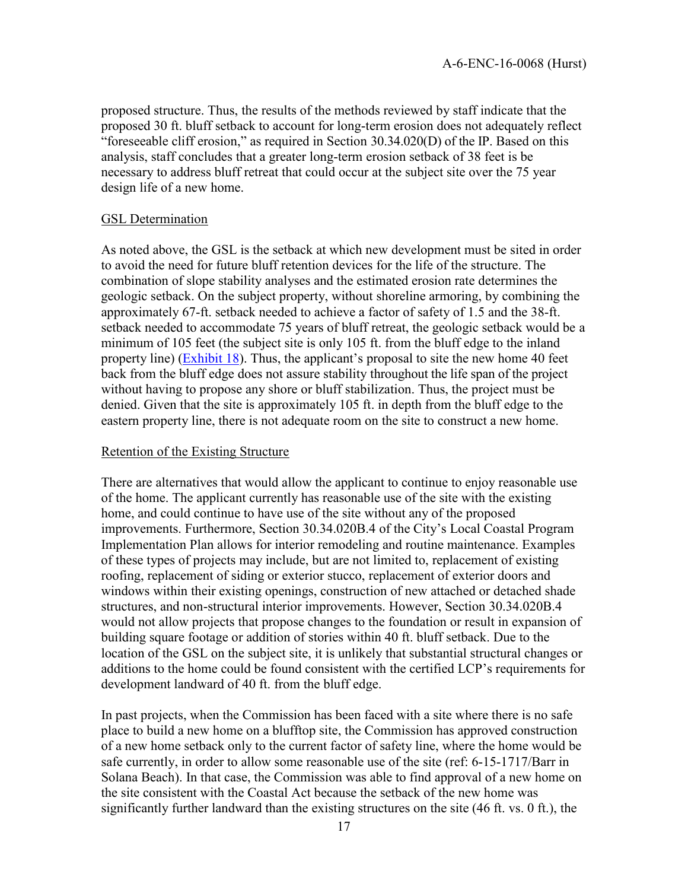proposed structure. Thus, the results of the methods reviewed by staff indicate that the proposed 30 ft. bluff setback to account for long-term erosion does not adequately reflect "foreseeable cliff erosion," as required in Section 30.34.020(D) of the IP. Based on this analysis, staff concludes that a greater long-term erosion setback of 38 feet is be necessary to address bluff retreat that could occur at the subject site over the 75 year design life of a new home.

GSL Determination

As noted above, the GSL is the setback at which new development must be sited in order to avoid the need for future bluff retention devices for the life of the structure. The combination of slope stability analyses and the estimated erosion rate determines the geologic setback. On the subject property, without shoreline armoring, by combining the approximately 67-ft. setback needed to achieve a factor of safety of 1.5 and the 38-ft. setback needed to accommodate 75 years of bluff retreat, the geologic setback would be a minimum of 105 feet (the subject site is only 105 ft. from the bluff edge to the inland property line) (Exhibit 18). Thus, the applicant's proposal to site the new home 40 feet back from the bluff edge does not assure stability throughout the life span of the project without having to propose any shore or bluff stabilization. Thus, the project must be denied. Given that the site is approximately 105 ft. in depth from the bluff edge to the eastern property line, there is not adequate room on the site to construct a new home.

Retention of the Existing Structure

There are alternatives that would allow the applicant to continue to enjoy reasonable use of the home. The applicant currently has reasonable use of the site with the existing home, and could continue to have use of the site without any of the proposed improvements. Furthermore, Section 30.34.020B.4 of the City's Local Coastal Program Implementation Plan allows for interior remodeling and routine maintenance. Examples of these types of projects may include, but are not limited to, replacement of existing roofing, replacement of siding or exterior stucco, replacement of exterior doors and windows within their existing openings, construction of new attached or detached shade structures, and non-structural interior improvements. However, Section 30.34.020B.4 would not allow projects that propose changes to the foundation or result in expansion of building square footage or addition of stories within 40 ft. bluff setback. Due to the location of the GSL on the subject site, it is unlikely that substantial structural changes or additions to the home could be found consistent with the certified LCP's requirements for development landward of 40 ft. from the bluff edge.

In past projects, when the Commission has been faced with a site where there is no safe place to build a new home on a blufftop site, the Commission has approved construction of a new home setback only to the current factor of safety line, where the home would be safe currently, in order to allow some reasonable use of the site (ref: 6-15-1717/Barr in Solana Beach). In that case, the Commission was able to find approval of a new home on the site consistent with the Coastal Act because the setback of the new home was significantly further landward than the existing structures on the site (46 ft. vs. 0 ft.), the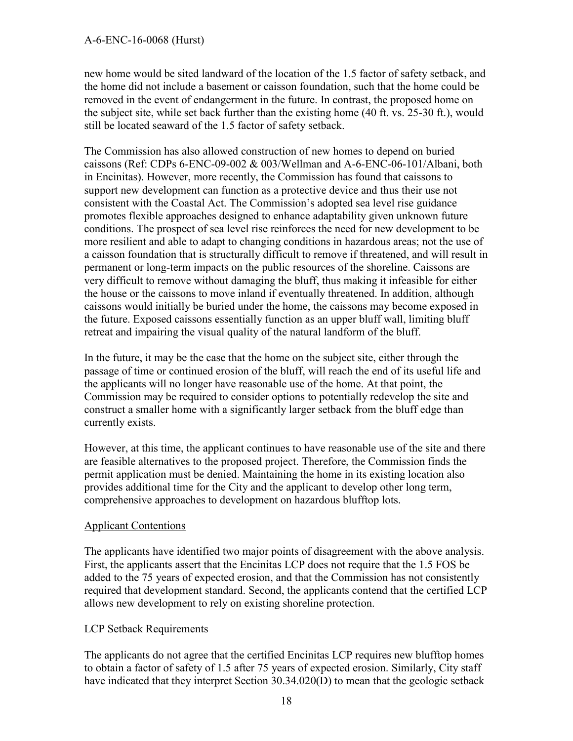new home would be sited landward of the location of the 1.5 factor of safety setback, and the home did not include a basement or caisson foundation, such that the home could be removed in the event of endangerment in the future. In contrast, the proposed home on the subject site, while set back further than the existing home (40 ft. vs. 25-30 ft.), would still be located seaward of the 1.5 factor of safety setback.

The Commission has also allowed construction of new homes to depend on buried caissons (Ref: CDPs 6-ENC-09-002 & 003/Wellman and A-6-ENC-06-101/Albani, both in Encinitas). However, more recently, the Commission has found that caissons to support new development can function as a protective device and thus their use not consistent with the Coastal Act. The Commission's adopted sea level rise guidance promotes flexible approaches designed to enhance adaptability given unknown future conditions. The prospect of sea level rise reinforces the need for new development to be more resilient and able to adapt to changing conditions in hazardous areas; not the use of a caisson foundation that is structurally difficult to remove if threatened, and will result in permanent or long-term impacts on the public resources of the shoreline. Caissons are very difficult to remove without damaging the bluff, thus making it infeasible for either the house or the caissons to move inland if eventually threatened. In addition, although caissons would initially be buried under the home, the caissons may become exposed in the future. Exposed caissons essentially function as an upper bluff wall, limiting bluff retreat and impairing the visual quality of the natural landform of the bluff.

In the future, it may be the case that the home on the subject site, either through the passage of time or continued erosion of the bluff, will reach the end of its useful life and the applicants will no longer have reasonable use of the home. At that point, the Commission may be required to consider options to potentially redevelop the site and construct a smaller home with a significantly larger setback from the bluff edge than currently exists.

However, at this time, the applicant continues to have reasonable use of the site and there are feasible alternatives to the proposed project. Therefore, the Commission finds the permit application must be denied. Maintaining the home in its existing location also provides additional time for the City and the applicant to develop other long term, comprehensive approaches to development on hazardous blufftop lots.

<u>Applicant Contentions</u>

The applicants have identified two major points of disagreement with the above analysis. First, the applicants assert that the Encinitas LCP does not require that the 1.5 FOS be added to the 75 years of expected erosion, and that the Commission has not consistently required that development standard. Second, the applicants contend that the certified LCP allows new development to rely on existing shoreline protection.

LCP Setback Requirements

The applicants do not agree that the certified Encinitas LCP requires new blufftop homes to obtain a factor of safety of 1.5 after 75 years of expected erosion. Similarly, City staff have indicated that they interpret Section 30.34.020(D) to mean that the geologic setback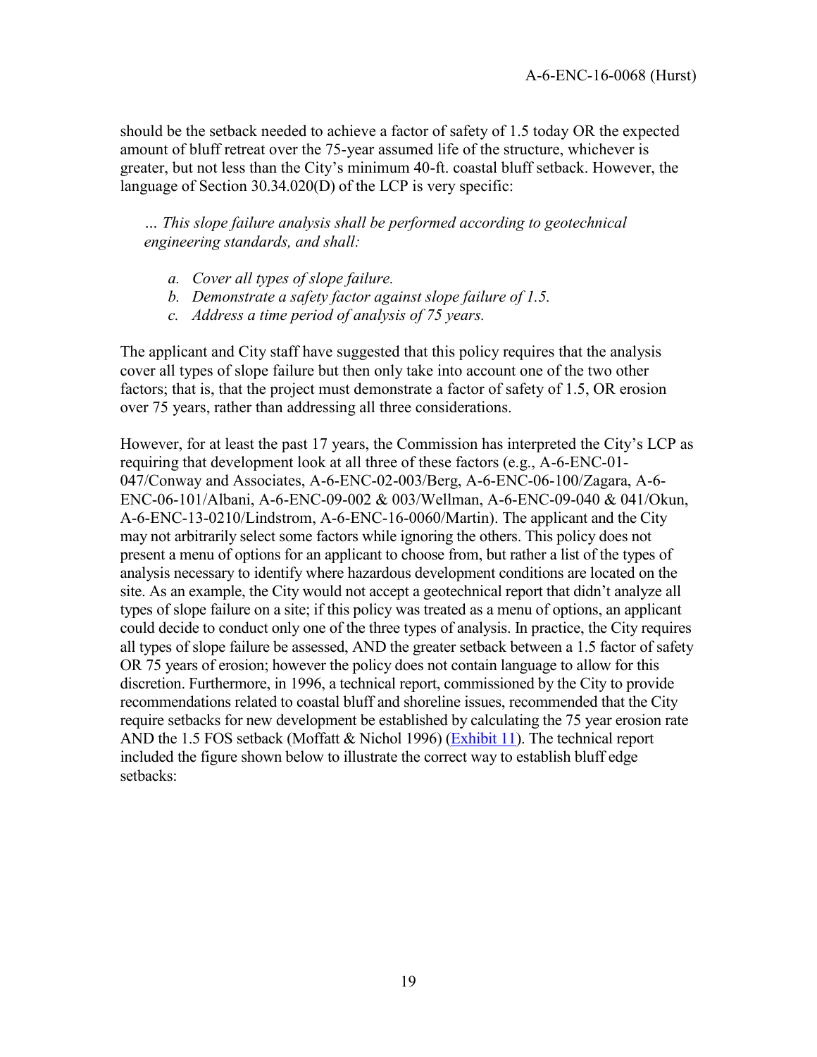should be the setback needed to achieve a factor of safety of 1.5 today OR the expected amount of bluff retreat over the 75-year assumed life of the structure, whichever is greater, but not less than the City's minimum 40-ft. coastal bluff setback. However, the language of Section 30.34.020(D) of the LCP is very specific:

> *… This slope failure analysis shall be performed according to geotechnical engineering standards, and shall:*
>
> *a. Cover all types of slope failure.*
> *b. Demonstrate a safety factor against slope failure of 1.5.*
> *c. Address a time period of analysis of 75 years.*

The applicant and City staff have suggested that this policy requires that the analysis cover all types of slope failure but then only take into account one of the two other factors; that is, that the project must demonstrate a factor of safety of 1.5, OR erosion over 75 years, rather than addressing all three considerations.

However, for at least the past 17 years, the Commission has interpreted the City's LCP as requiring that development look at all three of these factors (e.g., A-6-ENC-01-047/Conway and Associates, A-6-ENC-02-003/Berg, A-6-ENC-06-100/Zagara, A-6-ENC-06-101/Albani, A-6-ENC-09-002 & 003/Wellman, A-6-ENC-09-040 & 041/Okun, A-6-ENC-13-0210/Lindstrom, A-6-ENC-16-0060/Martin). The applicant and the City may not arbitrarily select some factors while ignoring the others. This policy does not present a menu of options for an applicant to choose from, but rather a list of the types of analysis necessary to identify where hazardous development conditions are located on the site. As an example, the City would not accept a geotechnical report that didn't analyze all types of slope failure on a site; if this policy was treated as a menu of options, an applicant could decide to conduct only one of the three types of analysis. In practice, the City requires all types of slope failure be assessed, AND the greater setback between a 1.5 factor of safety OR 75 years of erosion; however the policy does not contain language to allow for this discretion. Furthermore, in 1996, a technical report, commissioned by the City to provide recommendations related to coastal bluff and shoreline issues, recommended that the City require setbacks for new development be established by calculating the 75 year erosion rate AND the 1.5 FOS setback (Moffatt & Nichol 1996) (Exhibit 11). The technical report included the figure shown below to illustrate the correct way to establish bluff edge setbacks: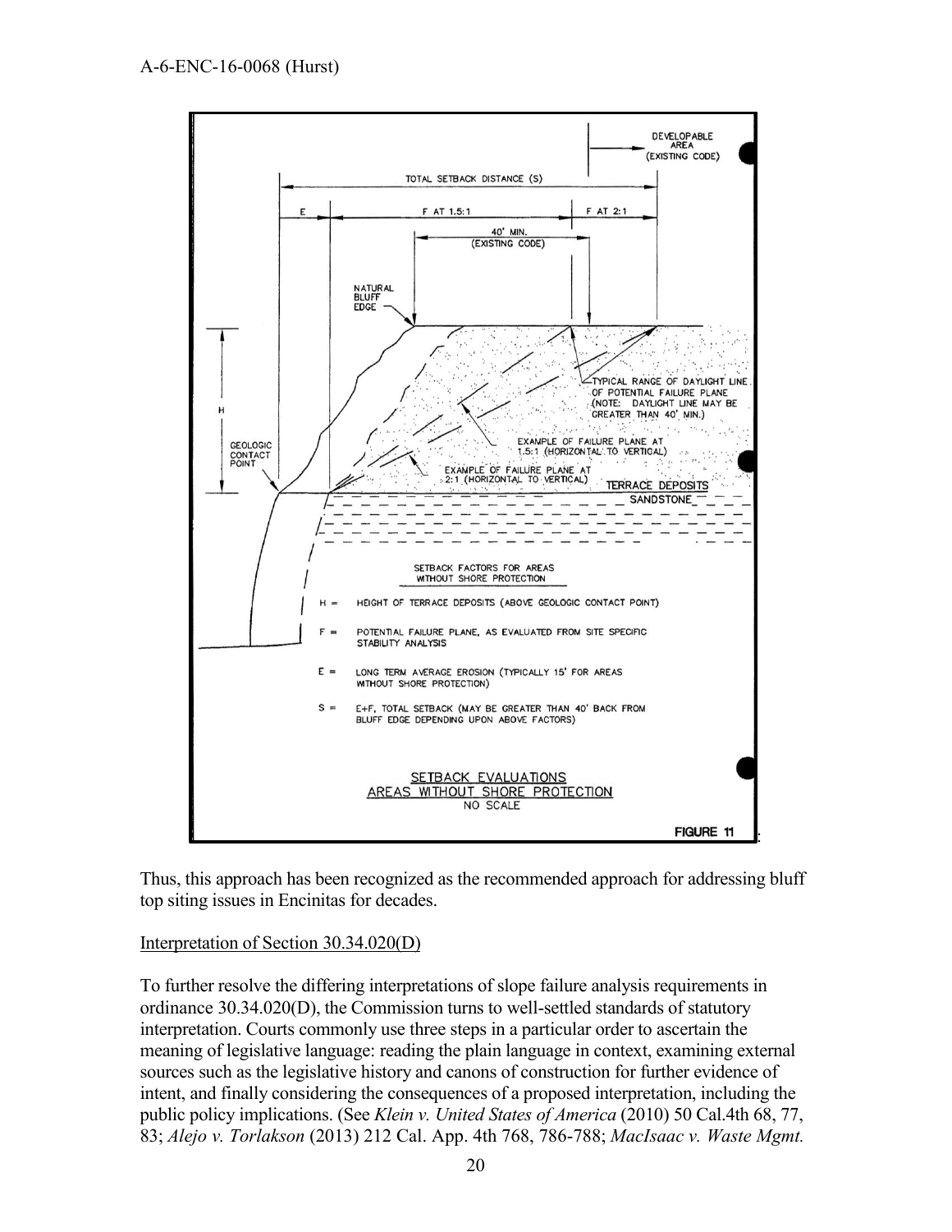TOTAL SETBACK DISTANCE (S)

E

F AT 1.5:1

F AT 2:1

40' MIN. (EXISTING CODE)

DEVELOPABLE AREA (EXISTING CODE)

NATURAL BLUFF EDGE

H

GEOLOGIC CONTACT POINT

TYPICAL RANGE OF DAYLIGHT LINE OF POTENTIAL FAILURE PLANE (NOTE: DAYLIGHT LINE MAY BE GREATER THAN 40' MIN.)

EXAMPLE OF FAILURE PLANE AT 1.5:1 (HORIZONTAL TO VERTICAL)

EXAMPLE OF FAILURE PLANE AT 2:1 (HORIZONTAL TO VERTICAL)

TERRACE DEPOSITS

SANDSTONE

SETBACK FACTORS FOR AREAS WITHOUT SHORE PROTECTION

H = HEIGHT OF TERRACE DEPOSITS (ABOVE GEOLOGIC CONTACT POINT)

F = POTENTIAL FAILURE PLANE, AS EVALUATED FROM SITE SPECIFIC STABILITY ANALYSIS

E = LONG TERM AVERAGE EROSION (TYPICALLY 15' FOR AREAS WITHOUT SHORE PROTECTION)

S = E+F, TOTAL SETBACK (MAY BE GREATER THAN 40' BACK FROM BLUFF EDGE DEPENDING UPON ABOVE FACTORS)

SETBACK EVALUATIONS
AREAS WITHOUT SHORE PROTECTION
NO SCALE

FIGURE 11

Thus, this approach has been recognized as the recommended approach for addressing bluff top siting issues in Encinitas for decades.

Interpretation of Section 30.34.020(D)

To further resolve the differing interpretations of slope failure analysis requirements in ordinance 30.34.020(D), the Commission turns to well-settled standards of statutory interpretation. Courts commonly use three steps in a particular order to ascertain the meaning of legislative language: reading the plain language in context, examining external sources such as the legislative history and canons of construction for further evidence of intent, and finally considering the consequences of a proposed interpretation, including the public policy implications. (See *Klein v. United States of America* (2010) 50 Cal.4th 68, 77, 83; *Alejo v. Torlakson* (2013) 212 Cal. App. 4th 768, 786-788; *MacIsaac v. Waste Mgmt.*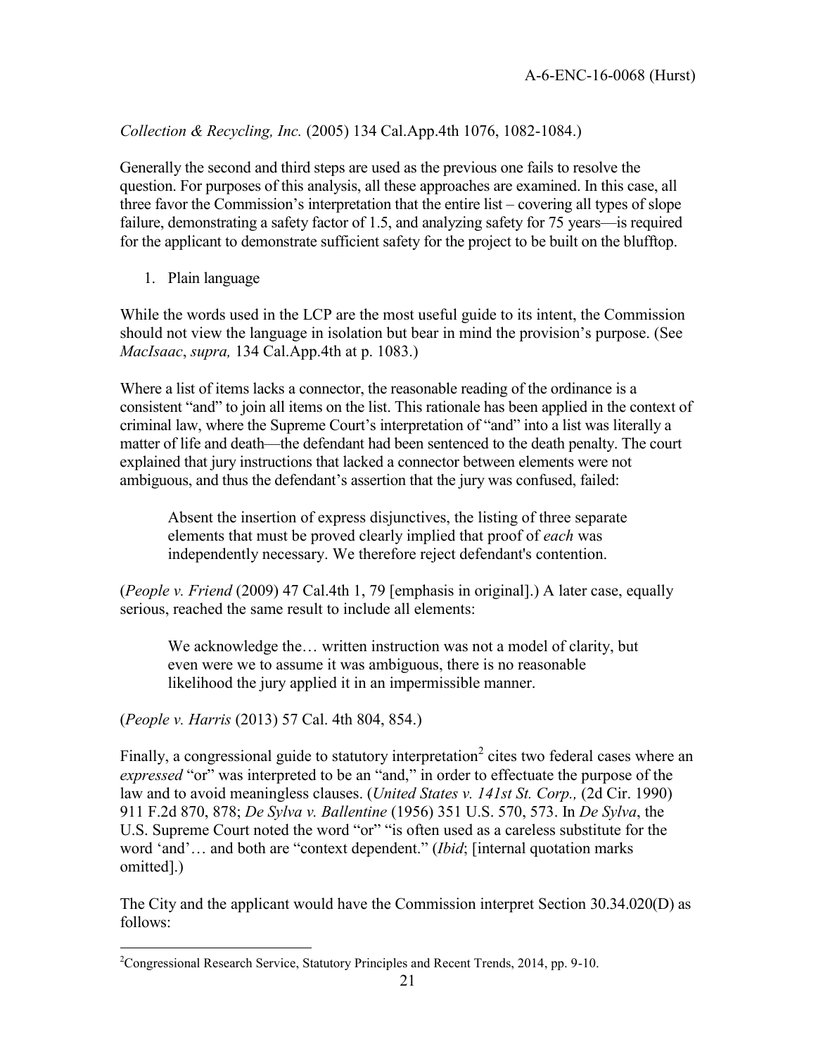*Collection & Recycling, Inc.* (2005) 134 Cal.App.4th 1076, 1082-1084.)

Generally the second and third steps are used as the previous one fails to resolve the question. For purposes of this analysis, all these approaches are examined. In this case, all three favor the Commission's interpretation that the entire list – covering all types of slope failure, demonstrating a safety factor of 1.5, and analyzing safety for 75 years—is required for the applicant to demonstrate sufficient safety for the project to be built on the blufftop.

1. Plain language

While the words used in the LCP are the most useful guide to its intent, the Commission should not view the language in isolation but bear in mind the provision's purpose. (See *MacIsaac*, *supra,* 134 Cal.App.4th at p. 1083.)

Where a list of items lacks a connector, the reasonable reading of the ordinance is a consistent "and" to join all items on the list. This rationale has been applied in the context of criminal law, where the Supreme Court's interpretation of "and" into a list was literally a matter of life and death—the defendant had been sentenced to the death penalty. The court explained that jury instructions that lacked a connector between elements were not ambiguous, and thus the defendant's assertion that the jury was confused, failed:

> Absent the insertion of express disjunctives, the listing of three separate elements that must be proved clearly implied that proof of *each* was independently necessary. We therefore reject defendant's contention.

(*People v. Friend* (2009) 47 Cal.4th 1, 79 [emphasis in original].) A later case, equally serious, reached the same result to include all elements:

> We acknowledge the… written instruction was not a model of clarity, but even were we to assume it was ambiguous, there is no reasonable likelihood the jury applied it in an impermissible manner.

(*People v. Harris* (2013) 57 Cal. 4th 804, 854.)

Finally, a congressional guide to statutory interpretation[2] cites two federal cases where an *expressed* "or" was interpreted to be an "and," in order to effectuate the purpose of the law and to avoid meaningless clauses. (*United States v. 141st St. Corp.,* (2d Cir. 1990) 911 F.2d 870, 878; *De Sylva v. Ballentine* (1956) 351 U.S. 570, 573. In *De Sylva*, the U.S. Supreme Court noted the word "or" "is often used as a careless substitute for the word 'and'… and both are "context dependent." (*Ibid*; [internal quotation marks omitted].)

The City and the applicant would have the Commission interpret Section 30.34.020(D) as follows:

---

[2] Congressional Research Service, Statutory Principles and Recent Trends, 2014, pp. 9-10.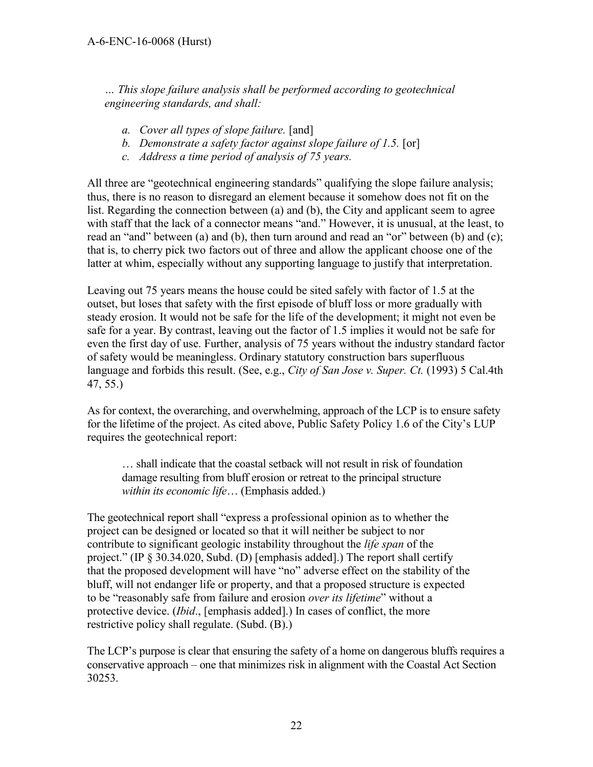*… This slope failure analysis shall be performed according to geotechnical engineering standards, and shall:*

> a. *Cover all types of slope failure.* [and]
> b. *Demonstrate a safety factor against slope failure of 1.5.* [or]
> c. *Address a time period of analysis of 75 years.*

All three are "geotechnical engineering standards" qualifying the slope failure analysis; thus, there is no reason to disregard an element because it somehow does not fit on the list. Regarding the connection between (a) and (b), the City and applicant seem to agree with staff that the lack of a connector means "and." However, it is unusual, at the least, to read an "and" between (a) and (b), then turn around and read an "or" between (b) and (c); that is, to cherry pick two factors out of three and allow the applicant choose one of the latter at whim, especially without any supporting language to justify that interpretation.

Leaving out 75 years means the house could be sited safely with factor of 1.5 at the outset, but loses that safety with the first episode of bluff loss or more gradually with steady erosion. It would not be safe for the life of the development; it might not even be safe for a year. By contrast, leaving out the factor of 1.5 implies it would not be safe for even the first day of use. Further, analysis of 75 years without the industry standard factor of safety would be meaningless. Ordinary statutory construction bars superfluous language and forbids this result. (See, e.g., *City of San Jose v. Super. Ct.* (1993) 5 Cal.4th 47, 55.)

As for context, the overarching, and overwhelming, approach of the LCP is to ensure safety for the lifetime of the project. As cited above, Public Safety Policy 1.6 of the City's LUP requires the geotechnical report:

> … shall indicate that the coastal setback will not result in risk of foundation damage resulting from bluff erosion or retreat to the principal structure *within its economic life*… (Emphasis added.)

The geotechnical report shall "express a professional opinion as to whether the project can be designed or located so that it will neither be subject to nor contribute to significant geologic instability throughout the *life span* of the project." (IP § 30.34.020, Subd. (D) [emphasis added].) The report shall certify that the proposed development will have "no" adverse effect on the stability of the bluff, will not endanger life or property, and that a proposed structure is expected to be "reasonably safe from failure and erosion *over its lifetime*" without a protective device. (*Ibid*., [emphasis added].) In cases of conflict, the more restrictive policy shall regulate. (Subd. (B).)

The LCP's purpose is clear that ensuring the safety of a home on dangerous bluffs requires a conservative approach – one that minimizes risk in alignment with the Coastal Act Section 30253.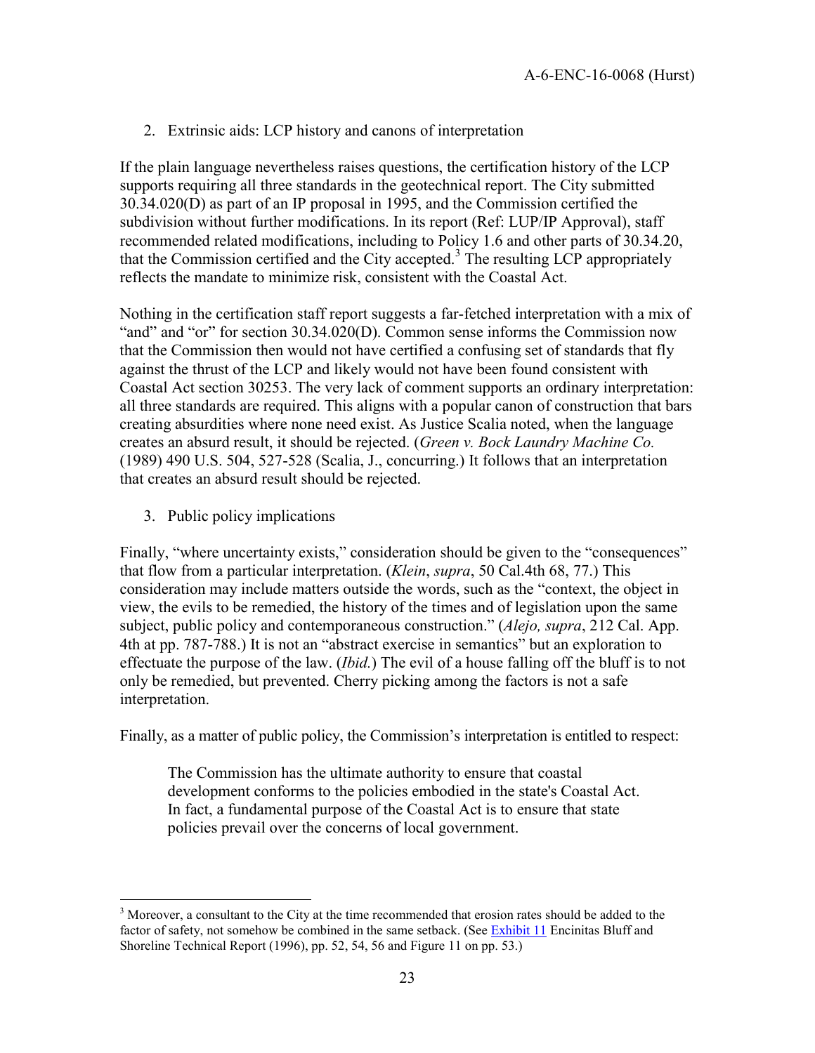2. Extrinsic aids: LCP history and canons of interpretation

If the plain language nevertheless raises questions, the certification history of the LCP supports requiring all three standards in the geotechnical report. The City submitted 30.34.020(D) as part of an IP proposal in 1995, and the Commission certified the subdivision without further modifications. In its report (Ref: LUP/IP Approval), staff recommended related modifications, including to Policy 1.6 and other parts of 30.34.20, that the Commission certified and the City accepted.[3] The resulting LCP appropriately reflects the mandate to minimize risk, consistent with the Coastal Act.

Nothing in the certification staff report suggests a far-fetched interpretation with a mix of "and" and "or" for section 30.34.020(D). Common sense informs the Commission now that the Commission then would not have certified a confusing set of standards that fly against the thrust of the LCP and likely would not have been found consistent with Coastal Act section 30253. The very lack of comment supports an ordinary interpretation: all three standards are required. This aligns with a popular canon of construction that bars creating absurdities where none need exist. As Justice Scalia noted, when the language creates an absurd result, it should be rejected. (*Green v. Bock Laundry Machine Co.* (1989) 490 U.S. 504, 527-528 (Scalia, J., concurring.) It follows that an interpretation that creates an absurd result should be rejected.

3. Public policy implications

Finally, "where uncertainty exists," consideration should be given to the "consequences" that flow from a particular interpretation. (*Klein*, *supra*, 50 Cal.4th 68, 77.) This consideration may include matters outside the words, such as the "context, the object in view, the evils to be remedied, the history of the times and of legislation upon the same subject, public policy and contemporaneous construction." (*Alejo, supra*, 212 Cal. App. 4th at pp. 787-788.) It is not an "abstract exercise in semantics" but an exploration to effectuate the purpose of the law. (*Ibid.*) The evil of a house falling off the bluff is to not only be remedied, but prevented. Cherry picking among the factors is not a safe interpretation.

Finally, as a matter of public policy, the Commission's interpretation is entitled to respect:

> The Commission has the ultimate authority to ensure that coastal development conforms to the policies embodied in the state's Coastal Act. In fact, a fundamental purpose of the Coastal Act is to ensure that state policies prevail over the concerns of local government.

---

[3] Moreover, a consultant to the City at the time recommended that erosion rates should be added to the factor of safety, not somehow be combined in the same setback. (See Exhibit 11 Encinitas Bluff and Shoreline Technical Report (1996), pp. 52, 54, 56 and Figure 11 on pp. 53.)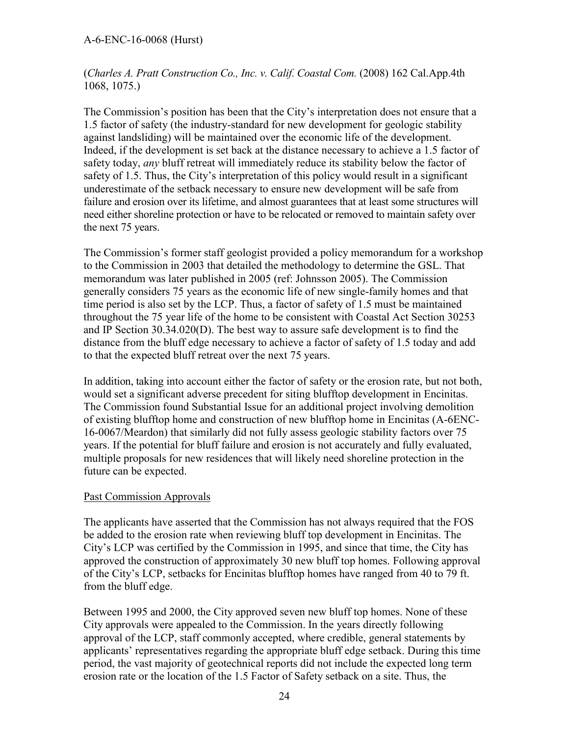(*Charles A. Pratt Construction Co., Inc. v. Calif. Coastal Com.* (2008) 162 Cal.App.4th 1068, 1075.)

The Commission's position has been that the City's interpretation does not ensure that a 1.5 factor of safety (the industry-standard for new development for geologic stability against landsliding) will be maintained over the economic life of the development. Indeed, if the development is set back at the distance necessary to achieve a 1.5 factor of safety today, *any* bluff retreat will immediately reduce its stability below the factor of safety of 1.5. Thus, the City's interpretation of this policy would result in a significant underestimate of the setback necessary to ensure new development will be safe from failure and erosion over its lifetime, and almost guarantees that at least some structures will need either shoreline protection or have to be relocated or removed to maintain safety over the next 75 years.

The Commission's former staff geologist provided a policy memorandum for a workshop to the Commission in 2003 that detailed the methodology to determine the GSL. That memorandum was later published in 2005 (ref: Johnsson 2005). The Commission generally considers 75 years as the economic life of new single-family homes and that time period is also set by the LCP. Thus, a factor of safety of 1.5 must be maintained throughout the 75 year life of the home to be consistent with Coastal Act Section 30253 and IP Section 30.34.020(D). The best way to assure safe development is to find the distance from the bluff edge necessary to achieve a factor of safety of 1.5 today and add to that the expected bluff retreat over the next 75 years.

In addition, taking into account either the factor of safety or the erosion rate, but not both, would set a significant adverse precedent for siting blufftop development in Encinitas. The Commission found Substantial Issue for an additional project involving demolition of existing blufftop home and construction of new blufftop home in Encinitas (A-6ENC-16-0067/Meardon) that similarly did not fully assess geologic stability factors over 75 years. If the potential for bluff failure and erosion is not accurately and fully evaluated, multiple proposals for new residences that will likely need shoreline protection in the future can be expected.

Past Commission Approvals

The applicants have asserted that the Commission has not always required that the FOS be added to the erosion rate when reviewing bluff top development in Encinitas. The City's LCP was certified by the Commission in 1995, and since that time, the City has approved the construction of approximately 30 new bluff top homes. Following approval of the City's LCP, setbacks for Encinitas blufftop homes have ranged from 40 to 79 ft. from the bluff edge.

Between 1995 and 2000, the City approved seven new bluff top homes. None of these City approvals were appealed to the Commission. In the years directly following approval of the LCP, staff commonly accepted, where credible, general statements by applicants' representatives regarding the appropriate bluff edge setback. During this time period, the vast majority of geotechnical reports did not include the expected long term erosion rate or the location of the 1.5 Factor of Safety setback on a site. Thus, the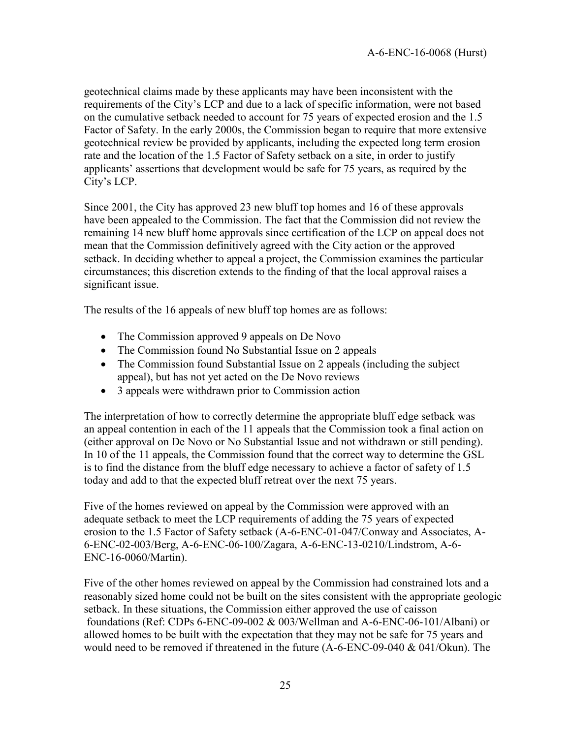geotechnical claims made by these applicants may have been inconsistent with the requirements of the City's LCP and due to a lack of specific information, were not based on the cumulative setback needed to account for 75 years of expected erosion and the 1.5 Factor of Safety. In the early 2000s, the Commission began to require that more extensive geotechnical review be provided by applicants, including the expected long term erosion rate and the location of the 1.5 Factor of Safety setback on a site, in order to justify applicants' assertions that development would be safe for 75 years, as required by the City's LCP.

Since 2001, the City has approved 23 new bluff top homes and 16 of these approvals have been appealed to the Commission. The fact that the Commission did not review the remaining 14 new bluff home approvals since certification of the LCP on appeal does not mean that the Commission definitively agreed with the City action or the approved setback. In deciding whether to appeal a project, the Commission examines the particular circumstances; this discretion extends to the finding of that the local approval raises a significant issue.

The results of the 16 appeals of new bluff top homes are as follows:

- The Commission approved 9 appeals on De Novo
- The Commission found No Substantial Issue on 2 appeals
- The Commission found Substantial Issue on 2 appeals (including the subject appeal), but has not yet acted on the De Novo reviews
- 3 appeals were withdrawn prior to Commission action

The interpretation of how to correctly determine the appropriate bluff edge setback was an appeal contention in each of the 11 appeals that the Commission took a final action on (either approval on De Novo or No Substantial Issue and not withdrawn or still pending). In 10 of the 11 appeals, the Commission found that the correct way to determine the GSL is to find the distance from the bluff edge necessary to achieve a factor of safety of 1.5 today and add to that the expected bluff retreat over the next 75 years.

Five of the homes reviewed on appeal by the Commission were approved with an adequate setback to meet the LCP requirements of adding the 75 years of expected erosion to the 1.5 Factor of Safety setback (A-6-ENC-01-047/Conway and Associates, A-6-ENC-02-003/Berg, A-6-ENC-06-100/Zagara, A-6-ENC-13-0210/Lindstrom, A-6-ENC-16-0060/Martin).

Five of the other homes reviewed on appeal by the Commission had constrained lots and a reasonably sized home could not be built on the sites consistent with the appropriate geologic setback. In these situations, the Commission either approved the use of caisson foundations (Ref: CDPs 6-ENC-09-002 & 003/Wellman and A-6-ENC-06-101/Albani) or allowed homes to be built with the expectation that they may not be safe for 75 years and would need to be removed if threatened in the future (A-6-ENC-09-040 & 041/Okun). The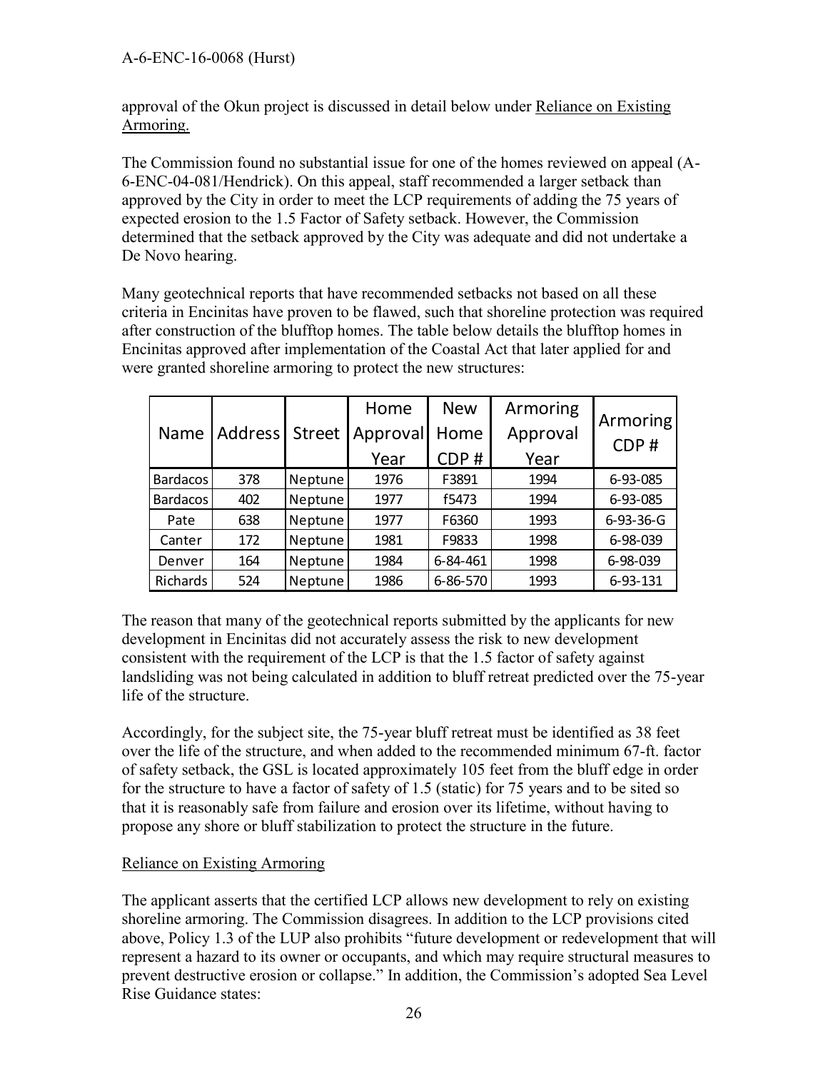approval of the Okun project is discussed in detail below under Reliance on Existing Armoring.

The Commission found no substantial issue for one of the homes reviewed on appeal (A-6-ENC-04-081/Hendrick). On this appeal, staff recommended a larger setback than approved by the City in order to meet the LCP requirements of adding the 75 years of expected erosion to the 1.5 Factor of Safety setback. However, the Commission determined that the setback approved by the City was adequate and did not undertake a De Novo hearing.

Many geotechnical reports that have recommended setbacks not based on all these criteria in Encinitas have proven to be flawed, such that shoreline protection was required after construction of the blufftop homes. The table below details the blufftop homes in Encinitas approved after implementation of the Coastal Act that later applied for and were granted shoreline armoring to protect the new structures:

| Name | Address | Street | Home Approval Year | New Home CDP # | Armoring Approval Year | Armoring CDP # |
|---|---|---|---|---|---|---|
| Bardacos | 378 | Neptune | 1976 | F3891 | 1994 | 6-93-085 |
| Bardacos | 402 | Neptune | 1977 | f5473 | 1994 | 6-93-085 |
| Pate | 638 | Neptune | 1977 | F6360 | 1993 | 6-93-36-G |
| Canter | 172 | Neptune | 1981 | F9833 | 1998 | 6-98-039 |
| Denver | 164 | Neptune | 1984 | 6-84-461 | 1998 | 6-98-039 |
| Richards | 524 | Neptune | 1986 | 6-86-570 | 1993 | 6-93-131 |

The reason that many of the geotechnical reports submitted by the applicants for new development in Encinitas did not accurately assess the risk to new development consistent with the requirement of the LCP is that the 1.5 factor of safety against landsliding was not being calculated in addition to bluff retreat predicted over the 75-year life of the structure.

Accordingly, for the subject site, the 75-year bluff retreat must be identified as 38 feet over the life of the structure, and when added to the recommended minimum 67-ft. factor of safety setback, the GSL is located approximately 105 feet from the bluff edge in order for the structure to have a factor of safety of 1.5 (static) for 75 years and to be sited so that it is reasonably safe from failure and erosion over its lifetime, without having to propose any shore or bluff stabilization to protect the structure in the future.

Reliance on Existing Armoring

The applicant asserts that the certified LCP allows new development to rely on existing shoreline armoring. The Commission disagrees. In addition to the LCP provisions cited above, Policy 1.3 of the LUP also prohibits "future development or redevelopment that will represent a hazard to its owner or occupants, and which may require structural measures to prevent destructive erosion or collapse." In addition, the Commission's adopted Sea Level Rise Guidance states: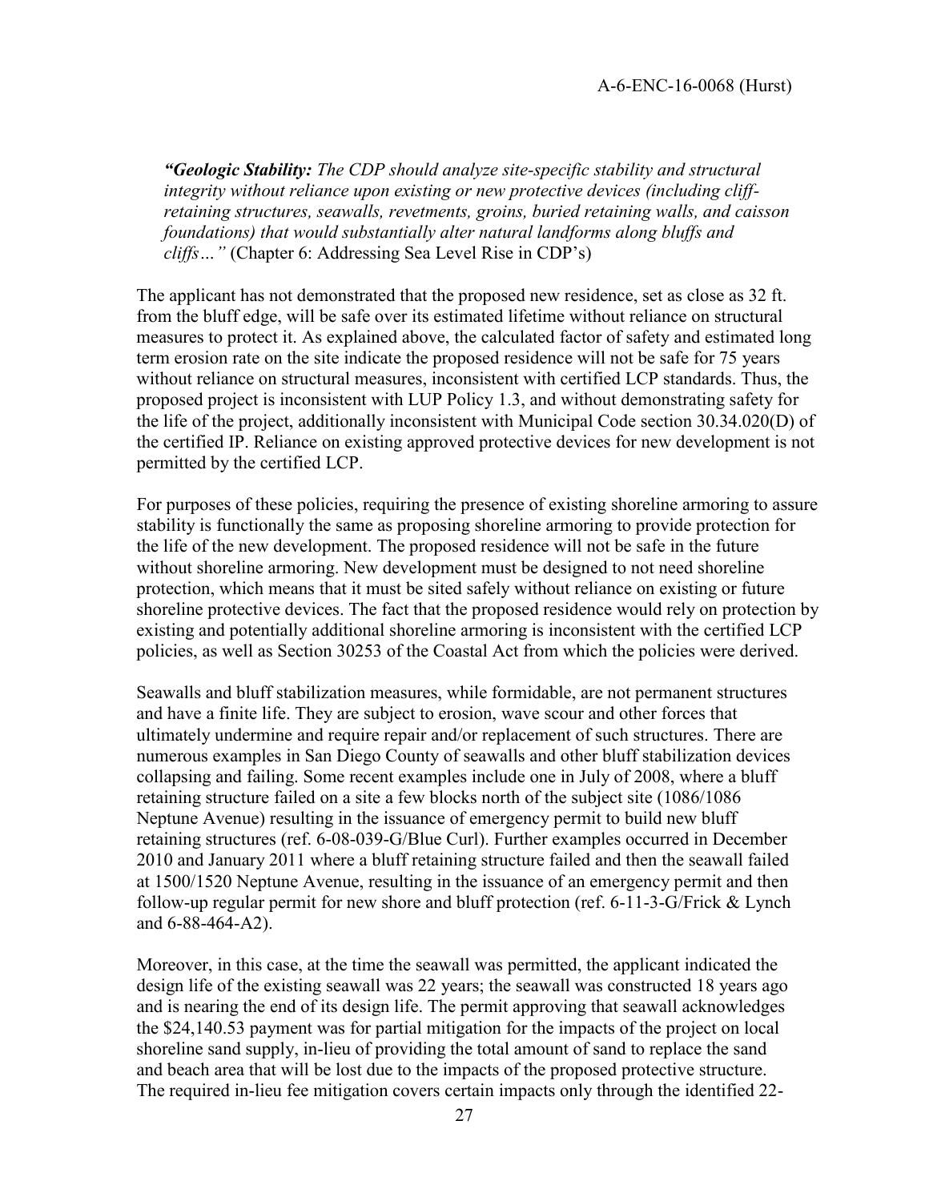*“**Geologic Stability:** The CDP should analyze site-specific stability and structural integrity without reliance upon existing or new protective devices (including cliff-retaining structures, seawalls, revetments, groins, buried retaining walls, and caisson foundations) that would substantially alter natural landforms along bluffs and cliffs…”* (Chapter 6: Addressing Sea Level Rise in CDP’s)

The applicant has not demonstrated that the proposed new residence, set as close as 32 ft. from the bluff edge, will be safe over its estimated lifetime without reliance on structural measures to protect it. As explained above, the calculated factor of safety and estimated long term erosion rate on the site indicate the proposed residence will not be safe for 75 years without reliance on structural measures, inconsistent with certified LCP standards. Thus, the proposed project is inconsistent with LUP Policy 1.3, and without demonstrating safety for the life of the project, additionally inconsistent with Municipal Code section 30.34.020(D) of the certified IP. Reliance on existing approved protective devices for new development is not permitted by the certified LCP.

For purposes of these policies, requiring the presence of existing shoreline armoring to assure stability is functionally the same as proposing shoreline armoring to provide protection for the life of the new development. The proposed residence will not be safe in the future without shoreline armoring. New development must be designed to not need shoreline protection, which means that it must be sited safely without reliance on existing or future shoreline protective devices. The fact that the proposed residence would rely on protection by existing and potentially additional shoreline armoring is inconsistent with the certified LCP policies, as well as Section 30253 of the Coastal Act from which the policies were derived.

Seawalls and bluff stabilization measures, while formidable, are not permanent structures and have a finite life. They are subject to erosion, wave scour and other forces that ultimately undermine and require repair and/or replacement of such structures. There are numerous examples in San Diego County of seawalls and other bluff stabilization devices collapsing and failing. Some recent examples include one in July of 2008, where a bluff retaining structure failed on a site a few blocks north of the subject site (1086/1086 Neptune Avenue) resulting in the issuance of emergency permit to build new bluff retaining structures (ref. 6-08-039-G/Blue Curl). Further examples occurred in December 2010 and January 2011 where a bluff retaining structure failed and then the seawall failed at 1500/1520 Neptune Avenue, resulting in the issuance of an emergency permit and then follow-up regular permit for new shore and bluff protection (ref. 6-11-3-G/Frick & Lynch and 6-88-464-A2).

Moreover, in this case, at the time the seawall was permitted, the applicant indicated the design life of the existing seawall was 22 years; the seawall was constructed 18 years ago and is nearing the end of its design life. The permit approving that seawall acknowledges the $24,140.53 payment was for partial mitigation for the impacts of the project on local shoreline sand supply, in-lieu of providing the total amount of sand to replace the sand and beach area that will be lost due to the impacts of the proposed protective structure. The required in-lieu fee mitigation covers certain impacts only through the identified 22-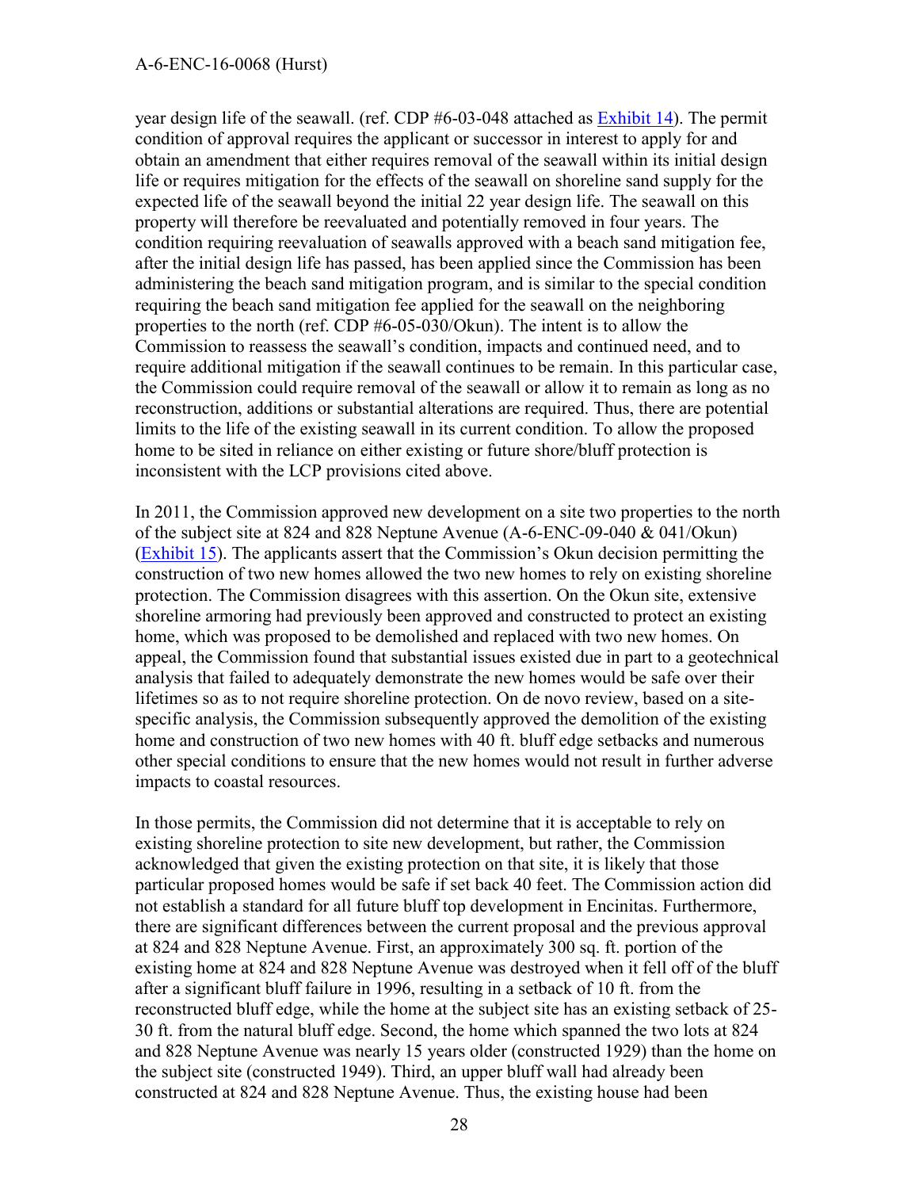year design life of the seawall. (ref. CDP #6-03-048 attached as [Exhibit 14](#)). The permit condition of approval requires the applicant or successor in interest to apply for and obtain an amendment that either requires removal of the seawall within its initial design life or requires mitigation for the effects of the seawall on shoreline sand supply for the expected life of the seawall beyond the initial 22 year design life. The seawall on this property will therefore be reevaluated and potentially removed in four years. The condition requiring reevaluation of seawalls approved with a beach sand mitigation fee, after the initial design life has passed, has been applied since the Commission has been administering the beach sand mitigation program, and is similar to the special condition requiring the beach sand mitigation fee applied for the seawall on the neighboring properties to the north (ref. CDP #6-05-030/Okun). The intent is to allow the Commission to reassess the seawall's condition, impacts and continued need, and to require additional mitigation if the seawall continues to be remain. In this particular case, the Commission could require removal of the seawall or allow it to remain as long as no reconstruction, additions or substantial alterations are required. Thus, there are potential limits to the life of the existing seawall in its current condition. To allow the proposed home to be sited in reliance on either existing or future shore/bluff protection is inconsistent with the LCP provisions cited above.

In 2011, the Commission approved new development on a site two properties to the north of the subject site at 824 and 828 Neptune Avenue (A-6-ENC-09-040 & 041/Okun) ([Exhibit 15](#)). The applicants assert that the Commission's Okun decision permitting the construction of two new homes allowed the two new homes to rely on existing shoreline protection. The Commission disagrees with this assertion. On the Okun site, extensive shoreline armoring had previously been approved and constructed to protect an existing home, which was proposed to be demolished and replaced with two new homes. On appeal, the Commission found that substantial issues existed due in part to a geotechnical analysis that failed to adequately demonstrate the new homes would be safe over their lifetimes so as to not require shoreline protection. On de novo review, based on a site-specific analysis, the Commission subsequently approved the demolition of the existing home and construction of two new homes with 40 ft. bluff edge setbacks and numerous other special conditions to ensure that the new homes would not result in further adverse impacts to coastal resources.

In those permits, the Commission did not determine that it is acceptable to rely on existing shoreline protection to site new development, but rather, the Commission acknowledged that given the existing protection on that site, it is likely that those particular proposed homes would be safe if set back 40 feet. The Commission action did not establish a standard for all future bluff top development in Encinitas. Furthermore, there are significant differences between the current proposal and the previous approval at 824 and 828 Neptune Avenue. First, an approximately 300 sq. ft. portion of the existing home at 824 and 828 Neptune Avenue was destroyed when it fell off of the bluff after a significant bluff failure in 1996, resulting in a setback of 10 ft. from the reconstructed bluff edge, while the home at the subject site has an existing setback of 25-30 ft. from the natural bluff edge. Second, the home which spanned the two lots at 824 and 828 Neptune Avenue was nearly 15 years older (constructed 1929) than the home on the subject site (constructed 1949). Third, an upper bluff wall had already been constructed at 824 and 828 Neptune Avenue. Thus, the existing house had been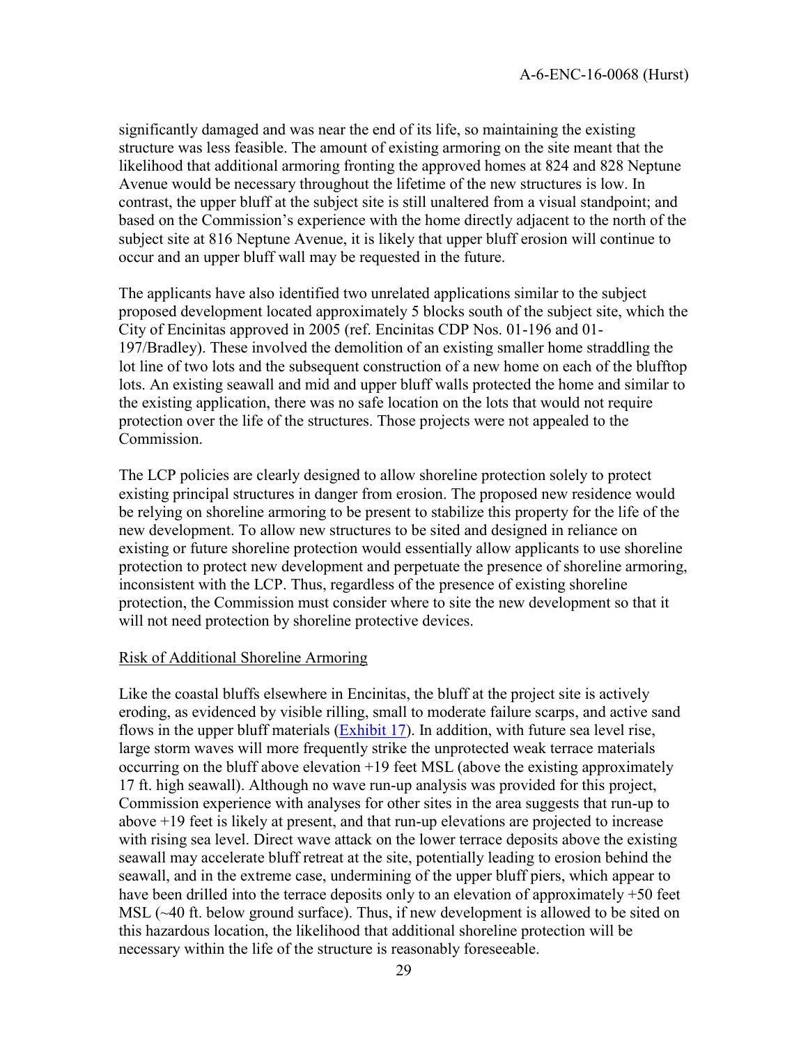significantly damaged and was near the end of its life, so maintaining the existing structure was less feasible. The amount of existing armoring on the site meant that the likelihood that additional armoring fronting the approved homes at 824 and 828 Neptune Avenue would be necessary throughout the lifetime of the new structures is low. In contrast, the upper bluff at the subject site is still unaltered from a visual standpoint; and based on the Commission's experience with the home directly adjacent to the north of the subject site at 816 Neptune Avenue, it is likely that upper bluff erosion will continue to occur and an upper bluff wall may be requested in the future.

The applicants have also identified two unrelated applications similar to the subject proposed development located approximately 5 blocks south of the subject site, which the City of Encinitas approved in 2005 (ref. Encinitas CDP Nos. 01-196 and 01-197/Bradley). These involved the demolition of an existing smaller home straddling the lot line of two lots and the subsequent construction of a new home on each of the blufftop lots. An existing seawall and mid and upper bluff walls protected the home and similar to the existing application, there was no safe location on the lots that would not require protection over the life of the structures. Those projects were not appealed to the Commission.

The LCP policies are clearly designed to allow shoreline protection solely to protect existing principal structures in danger from erosion. The proposed new residence would be relying on shoreline armoring to be present to stabilize this property for the life of the new development. To allow new structures to be sited and designed in reliance on existing or future shoreline protection would essentially allow applicants to use shoreline protection to protect new development and perpetuate the presence of shoreline armoring, inconsistent with the LCP. Thus, regardless of the presence of existing shoreline protection, the Commission must consider where to site the new development so that it will not need protection by shoreline protective devices.

<u>Risk of Additional Shoreline Armoring</u>

Like the coastal bluffs elsewhere in Encinitas, the bluff at the project site is actively eroding, as evidenced by visible rilling, small to moderate failure scarps, and active sand flows in the upper bluff materials (Exhibit 17). In addition, with future sea level rise, large storm waves will more frequently strike the unprotected weak terrace materials occurring on the bluff above elevation +19 feet MSL (above the existing approximately 17 ft. high seawall). Although no wave run-up analysis was provided for this project, Commission experience with analyses for other sites in the area suggests that run-up to above +19 feet is likely at present, and that run-up elevations are projected to increase with rising sea level. Direct wave attack on the lower terrace deposits above the existing seawall may accelerate bluff retreat at the site, potentially leading to erosion behind the seawall, and in the extreme case, undermining of the upper bluff piers, which appear to have been drilled into the terrace deposits only to an elevation of approximately +50 feet MSL (~40 ft. below ground surface). Thus, if new development is allowed to be sited on this hazardous location, the likelihood that additional shoreline protection will be necessary within the life of the structure is reasonably foreseeable.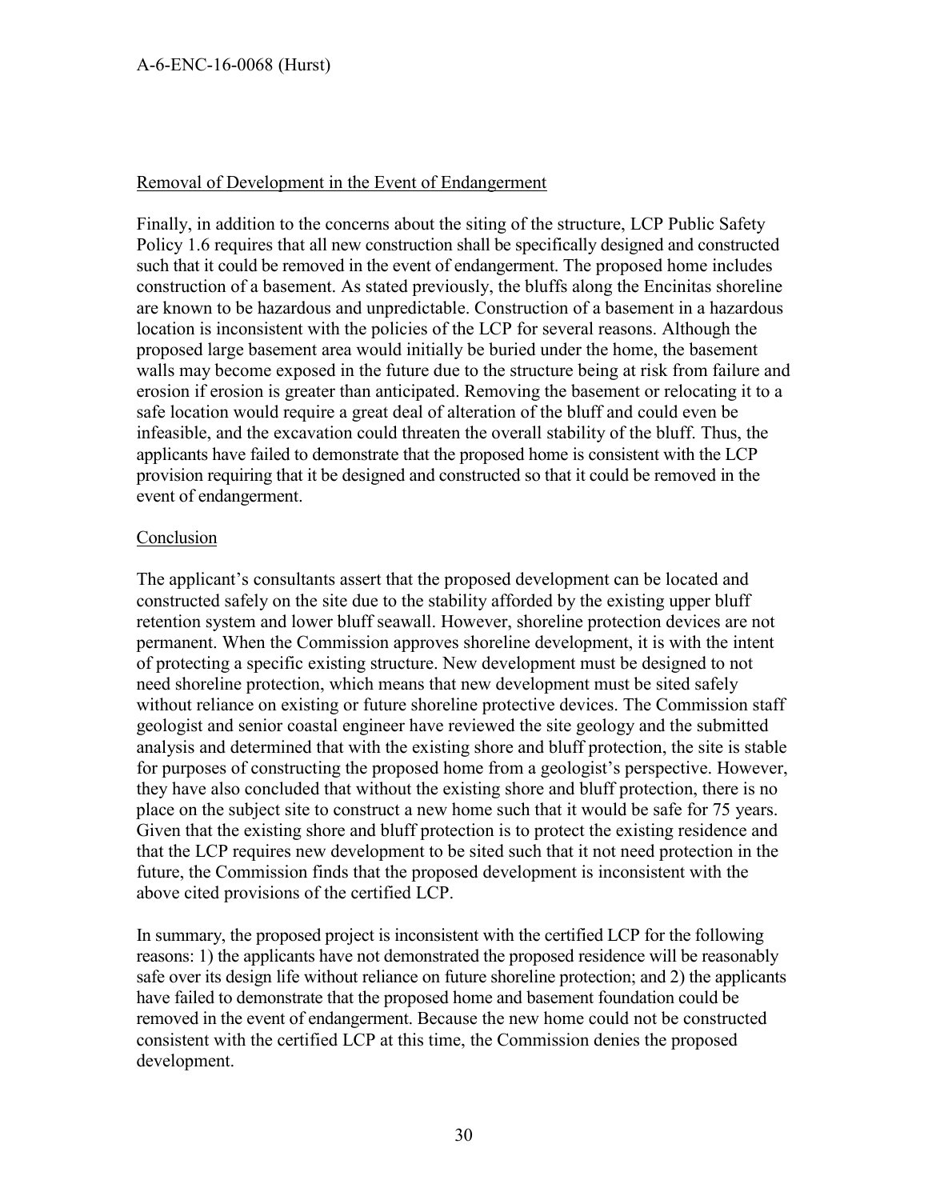Removal of Development in the Event of Endangerment

Finally, in addition to the concerns about the siting of the structure, LCP Public Safety Policy 1.6 requires that all new construction shall be specifically designed and constructed such that it could be removed in the event of endangerment. The proposed home includes construction of a basement. As stated previously, the bluffs along the Encinitas shoreline are known to be hazardous and unpredictable. Construction of a basement in a hazardous location is inconsistent with the policies of the LCP for several reasons. Although the proposed large basement area would initially be buried under the home, the basement walls may become exposed in the future due to the structure being at risk from failure and erosion if erosion is greater than anticipated. Removing the basement or relocating it to a safe location would require a great deal of alteration of the bluff and could even be infeasible, and the excavation could threaten the overall stability of the bluff. Thus, the applicants have failed to demonstrate that the proposed home is consistent with the LCP provision requiring that it be designed and constructed so that it could be removed in the event of endangerment.

Conclusion

The applicant's consultants assert that the proposed development can be located and constructed safely on the site due to the stability afforded by the existing upper bluff retention system and lower bluff seawall. However, shoreline protection devices are not permanent. When the Commission approves shoreline development, it is with the intent of protecting a specific existing structure. New development must be designed to not need shoreline protection, which means that new development must be sited safely without reliance on existing or future shoreline protective devices. The Commission staff geologist and senior coastal engineer have reviewed the site geology and the submitted analysis and determined that with the existing shore and bluff protection, the site is stable for purposes of constructing the proposed home from a geologist's perspective. However, they have also concluded that without the existing shore and bluff protection, there is no place on the subject site to construct a new home such that it would be safe for 75 years. Given that the existing shore and bluff protection is to protect the existing residence and that the LCP requires new development to be sited such that it not need protection in the future, the Commission finds that the proposed development is inconsistent with the above cited provisions of the certified LCP.

In summary, the proposed project is inconsistent with the certified LCP for the following reasons: 1) the applicants have not demonstrated the proposed residence will be reasonably safe over its design life without reliance on future shoreline protection; and 2) the applicants have failed to demonstrate that the proposed home and basement foundation could be removed in the event of endangerment. Because the new home could not be constructed consistent with the certified LCP at this time, the Commission denies the proposed development.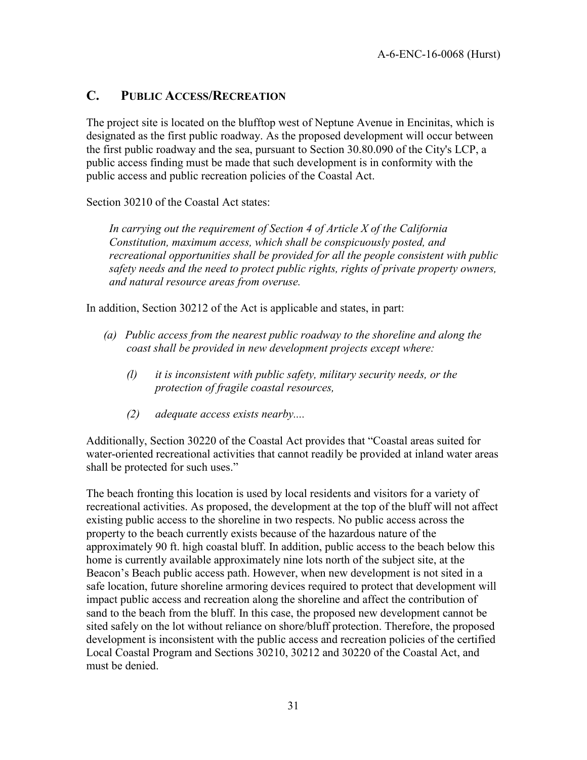## C. PUBLIC ACCESS/RECREATION

The project site is located on the blufftop west of Neptune Avenue in Encinitas, which is designated as the first public roadway. As the proposed development will occur between the first public roadway and the sea, pursuant to Section 30.80.090 of the City's LCP, a public access finding must be made that such development is in conformity with the public access and public recreation policies of the Coastal Act.

Section 30210 of the Coastal Act states:

> *In carrying out the requirement of Section 4 of Article X of the California Constitution, maximum access, which shall be conspicuously posted, and recreational opportunities shall be provided for all the people consistent with public safety needs and the need to protect public rights, rights of private property owners, and natural resource areas from overuse.*

In addition, Section 30212 of the Act is applicable and states, in part:

> *(a) Public access from the nearest public roadway to the shoreline and along the coast shall be provided in new development projects except where:*
>
> *(l) it is inconsistent with public safety, military security needs, or the protection of fragile coastal resources,*
>
> *(2) adequate access exists nearby....*

Additionally, Section 30220 of the Coastal Act provides that "Coastal areas suited for water-oriented recreational activities that cannot readily be provided at inland water areas shall be protected for such uses."

The beach fronting this location is used by local residents and visitors for a variety of recreational activities. As proposed, the development at the top of the bluff will not affect existing public access to the shoreline in two respects. No public access across the property to the beach currently exists because of the hazardous nature of the approximately 90 ft. high coastal bluff. In addition, public access to the beach below this home is currently available approximately nine lots north of the subject site, at the Beacon's Beach public access path. However, when new development is not sited in a safe location, future shoreline armoring devices required to protect that development will impact public access and recreation along the shoreline and affect the contribution of sand to the beach from the bluff. In this case, the proposed new development cannot be sited safely on the lot without reliance on shore/bluff protection. Therefore, the proposed development is inconsistent with the public access and recreation policies of the certified Local Coastal Program and Sections 30210, 30212 and 30220 of the Coastal Act, and must be denied.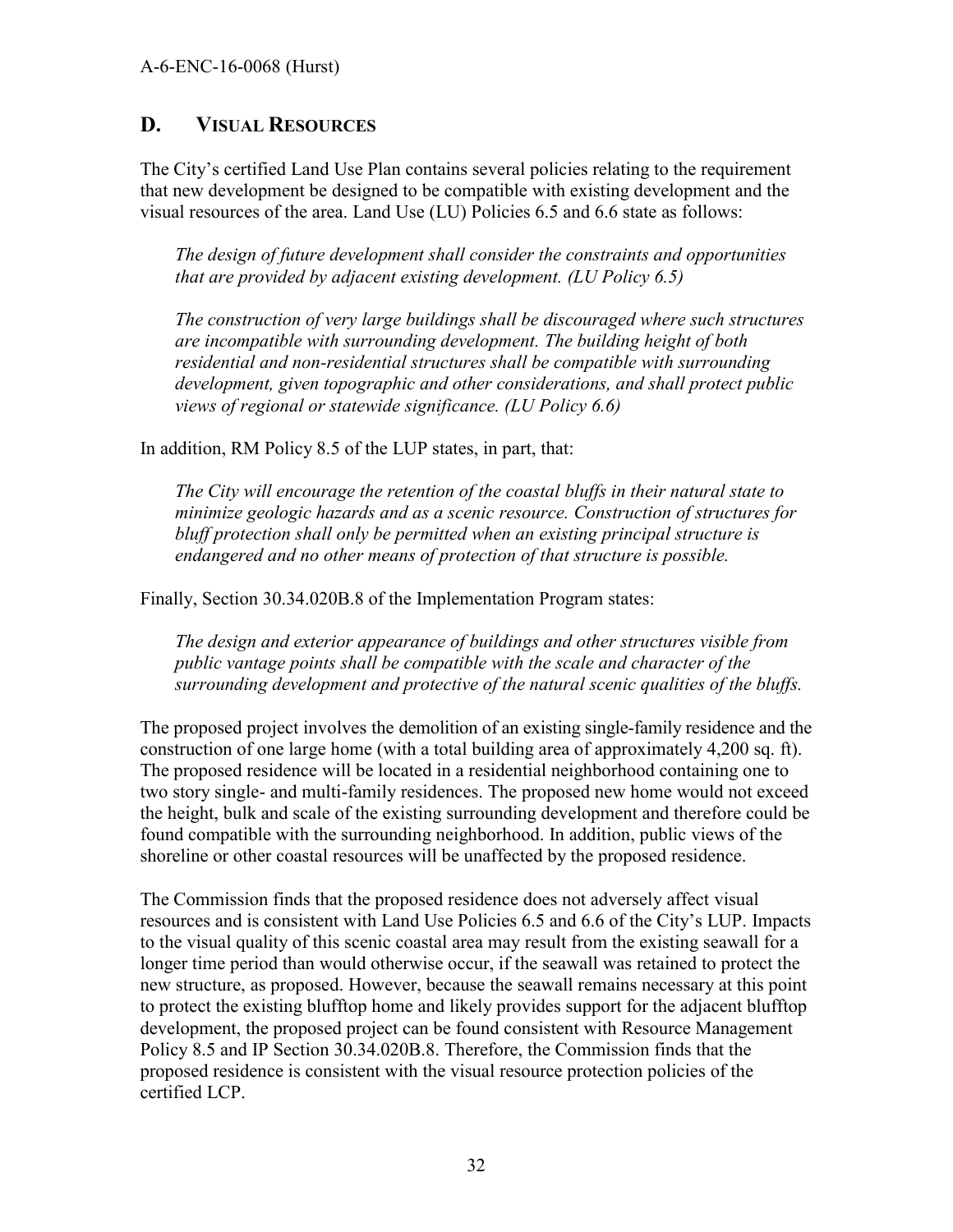## D. VISUAL RESOURCES

The City's certified Land Use Plan contains several policies relating to the requirement that new development be designed to be compatible with existing development and the visual resources of the area. Land Use (LU) Policies 6.5 and 6.6 state as follows:

> *The design of future development shall consider the constraints and opportunities that are provided by adjacent existing development. (LU Policy 6.5)*
>
> *The construction of very large buildings shall be discouraged where such structures are incompatible with surrounding development. The building height of both residential and non-residential structures shall be compatible with surrounding development, given topographic and other considerations, and shall protect public views of regional or statewide significance. (LU Policy 6.6)*

In addition, RM Policy 8.5 of the LUP states, in part, that:

> *The City will encourage the retention of the coastal bluffs in their natural state to minimize geologic hazards and as a scenic resource. Construction of structures for bluff protection shall only be permitted when an existing principal structure is endangered and no other means of protection of that structure is possible.*

Finally, Section 30.34.020B.8 of the Implementation Program states:

> *The design and exterior appearance of buildings and other structures visible from public vantage points shall be compatible with the scale and character of the surrounding development and protective of the natural scenic qualities of the bluffs.*

The proposed project involves the demolition of an existing single-family residence and the construction of one large home (with a total building area of approximately 4,200 sq. ft). The proposed residence will be located in a residential neighborhood containing one to two story single- and multi-family residences. The proposed new home would not exceed the height, bulk and scale of the existing surrounding development and therefore could be found compatible with the surrounding neighborhood. In addition, public views of the shoreline or other coastal resources will be unaffected by the proposed residence.

The Commission finds that the proposed residence does not adversely affect visual resources and is consistent with Land Use Policies 6.5 and 6.6 of the City's LUP. Impacts to the visual quality of this scenic coastal area may result from the existing seawall for a longer time period than would otherwise occur, if the seawall was retained to protect the new structure, as proposed. However, because the seawall remains necessary at this point to protect the existing blufftop home and likely provides support for the adjacent blufftop development, the proposed project can be found consistent with Resource Management Policy 8.5 and IP Section 30.34.020B.8. Therefore, the Commission finds that the proposed residence is consistent with the visual resource protection policies of the certified LCP.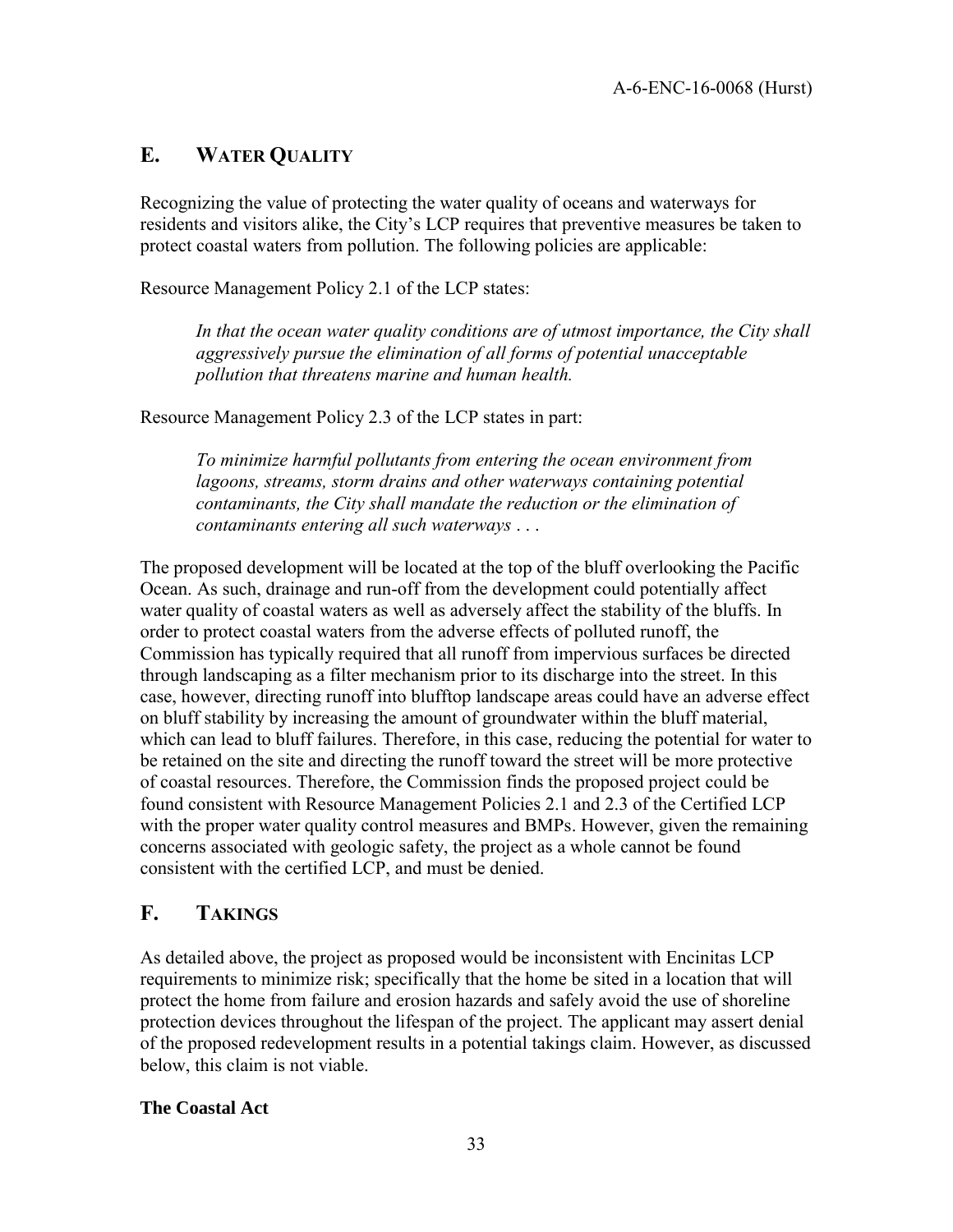## E. WATER QUALITY

Recognizing the value of protecting the water quality of oceans and waterways for residents and visitors alike, the City's LCP requires that preventive measures be taken to protect coastal waters from pollution. The following policies are applicable:

Resource Management Policy 2.1 of the LCP states:

> *In that the ocean water quality conditions are of utmost importance, the City shall aggressively pursue the elimination of all forms of potential unacceptable pollution that threatens marine and human health.*

Resource Management Policy 2.3 of the LCP states in part:

> *To minimize harmful pollutants from entering the ocean environment from lagoons, streams, storm drains and other waterways containing potential contaminants, the City shall mandate the reduction or the elimination of contaminants entering all such waterways . . .*

The proposed development will be located at the top of the bluff overlooking the Pacific Ocean. As such, drainage and run-off from the development could potentially affect water quality of coastal waters as well as adversely affect the stability of the bluffs. In order to protect coastal waters from the adverse effects of polluted runoff, the Commission has typically required that all runoff from impervious surfaces be directed through landscaping as a filter mechanism prior to its discharge into the street. In this case, however, directing runoff into blufftop landscape areas could have an adverse effect on bluff stability by increasing the amount of groundwater within the bluff material, which can lead to bluff failures. Therefore, in this case, reducing the potential for water to be retained on the site and directing the runoff toward the street will be more protective of coastal resources. Therefore, the Commission finds the proposed project could be found consistent with Resource Management Policies 2.1 and 2.3 of the Certified LCP with the proper water quality control measures and BMPs. However, given the remaining concerns associated with geologic safety, the project as a whole cannot be found consistent with the certified LCP, and must be denied.

## F. TAKINGS

As detailed above, the project as proposed would be inconsistent with Encinitas LCP requirements to minimize risk; specifically that the home be sited in a location that will protect the home from failure and erosion hazards and safely avoid the use of shoreline protection devices throughout the lifespan of the project. The applicant may assert denial of the proposed redevelopment results in a potential takings claim. However, as discussed below, this claim is not viable.

**The Coastal Act**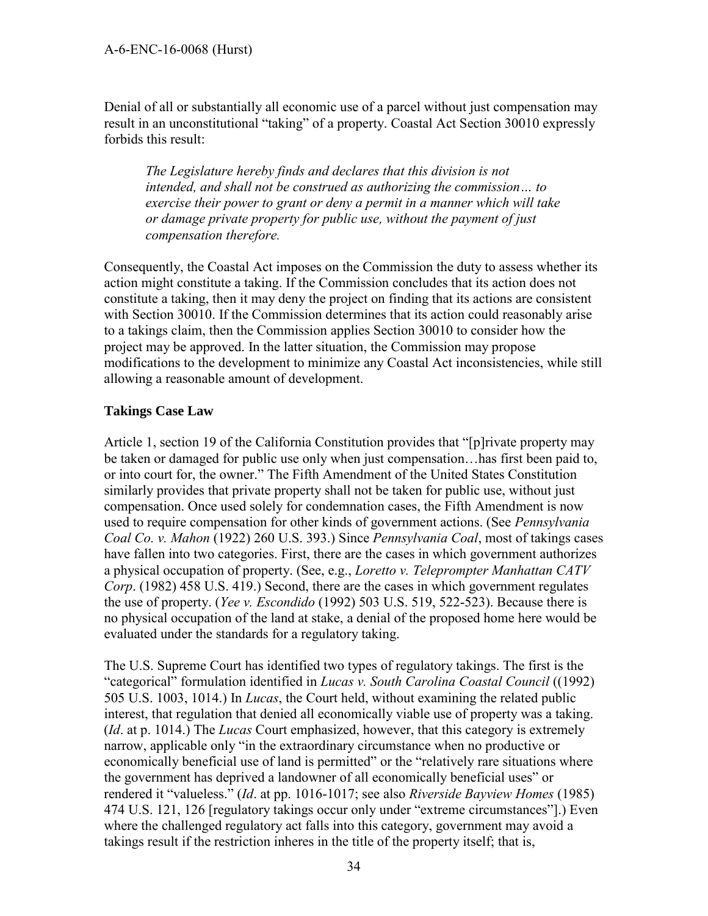Denial of all or substantially all economic use of a parcel without just compensation may result in an unconstitutional "taking" of a property. Coastal Act Section 30010 expressly forbids this result:

> *The Legislature hereby finds and declares that this division is not intended, and shall not be construed as authorizing the commission… to exercise their power to grant or deny a permit in a manner which will take or damage private property for public use, without the payment of just compensation therefore.*

Consequently, the Coastal Act imposes on the Commission the duty to assess whether its action might constitute a taking. If the Commission concludes that its action does not constitute a taking, then it may deny the project on finding that its actions are consistent with Section 30010. If the Commission determines that its action could reasonably arise to a takings claim, then the Commission applies Section 30010 to consider how the project may be approved. In the latter situation, the Commission may propose modifications to the development to minimize any Coastal Act inconsistencies, while still allowing a reasonable amount of development.

**Takings Case Law**

Article 1, section 19 of the California Constitution provides that "[p]rivate property may be taken or damaged for public use only when just compensation…has first been paid to, or into court for, the owner." The Fifth Amendment of the United States Constitution similarly provides that private property shall not be taken for public use, without just compensation. Once used solely for condemnation cases, the Fifth Amendment is now used to require compensation for other kinds of government actions. (See *Pennsylvania Coal Co. v. Mahon* (1922) 260 U.S. 393.) Since *Pennsylvania Coal*, most of takings cases have fallen into two categories. First, there are the cases in which government authorizes a physical occupation of property. (See, e.g., *Loretto v. Teleprompter Manhattan CATV Corp*. (1982) 458 U.S. 419.) Second, there are the cases in which government regulates the use of property. (*Yee v. Escondido* (1992) 503 U.S. 519, 522-523). Because there is no physical occupation of the land at stake, a denial of the proposed home here would be evaluated under the standards for a regulatory taking.

The U.S. Supreme Court has identified two types of regulatory takings. The first is the "categorical" formulation identified in *Lucas v. South Carolina Coastal Council* ((1992) 505 U.S. 1003, 1014.) In *Lucas*, the Court held, without examining the related public interest, that regulation that denied all economically viable use of property was a taking. (*Id*. at p. 1014.) The *Lucas* Court emphasized, however, that this category is extremely narrow, applicable only "in the extraordinary circumstance when no productive or economically beneficial use of land is permitted" or the "relatively rare situations where the government has deprived a landowner of all economically beneficial uses" or rendered it "valueless." (*Id*. at pp. 1016-1017; see also *Riverside Bayview Homes* (1985) 474 U.S. 121, 126 [regulatory takings occur only under "extreme circumstances"].) Even where the challenged regulatory act falls into this category, government may avoid a takings result if the restriction inheres in the title of the property itself; that is,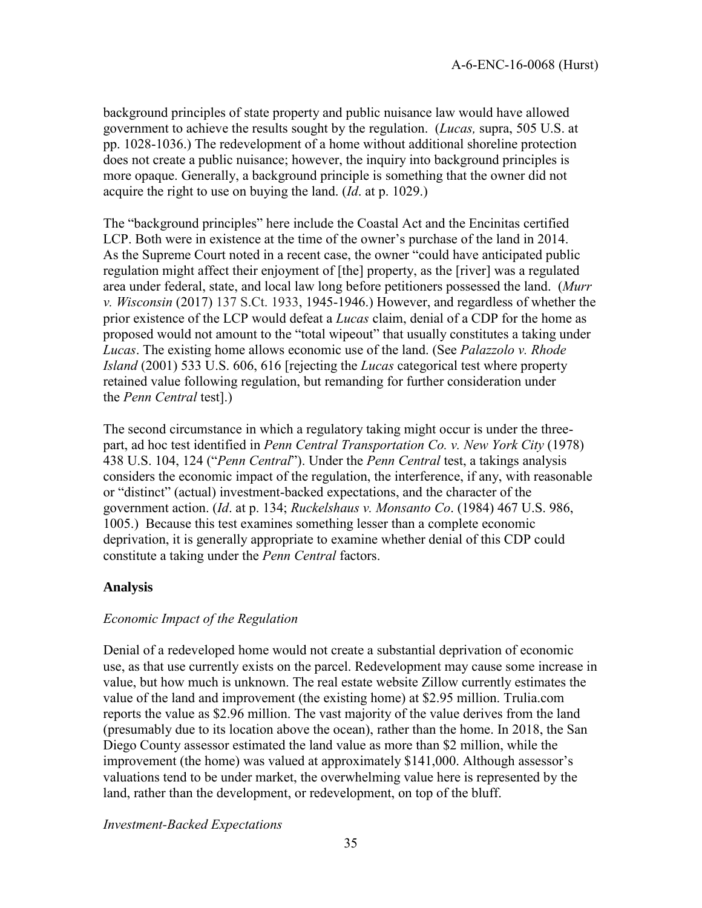background principles of state property and public nuisance law would have allowed government to achieve the results sought by the regulation. (*Lucas,* supra, 505 U.S. at pp. 1028-1036.) The redevelopment of a home without additional shoreline protection does not create a public nuisance; however, the inquiry into background principles is more opaque. Generally, a background principle is something that the owner did not acquire the right to use on buying the land. (*Id*. at p. 1029.)

The "background principles" here include the Coastal Act and the Encinitas certified LCP. Both were in existence at the time of the owner's purchase of the land in 2014. As the Supreme Court noted in a recent case, the owner "could have anticipated public regulation might affect their enjoyment of [the] property, as the [river] was a regulated area under federal, state, and local law long before petitioners possessed the land. (*Murr v. Wisconsin* (2017) 137 S.Ct. 1933, 1945-1946.) However, and regardless of whether the prior existence of the LCP would defeat a *Lucas* claim, denial of a CDP for the home as proposed would not amount to the "total wipeout" that usually constitutes a taking under *Lucas*. The existing home allows economic use of the land. (See *Palazzolo v. Rhode Island* (2001) 533 U.S. 606, 616 [rejecting the *Lucas* categorical test where property retained value following regulation, but remanding for further consideration under the *Penn Central* test].)

The second circumstance in which a regulatory taking might occur is under the three-part, ad hoc test identified in *Penn Central Transportation Co. v. New York City* (1978) 438 U.S. 104, 124 ("*Penn Central*"). Under the *Penn Central* test, a takings analysis considers the economic impact of the regulation, the interference, if any, with reasonable or "distinct" (actual) investment-backed expectations, and the character of the government action. (*Id*. at p. 134; *Ruckelshaus v. Monsanto Co*. (1984) 467 U.S. 986, 1005.) Because this test examines something lesser than a complete economic deprivation, it is generally appropriate to examine whether denial of this CDP could constitute a taking under the *Penn Central* factors.

**Analysis**

*Economic Impact of the Regulation*

Denial of a redeveloped home would not create a substantial deprivation of economic use, as that use currently exists on the parcel. Redevelopment may cause some increase in value, but how much is unknown. The real estate website Zillow currently estimates the value of the land and improvement (the existing home) at $2.95 million. Trulia.com reports the value as $2.96 million. The vast majority of the value derives from the land (presumably due to its location above the ocean), rather than the home. In 2018, the San Diego County assessor estimated the land value as more than $2 million, while the improvement (the home) was valued at approximately $141,000. Although assessor's valuations tend to be under market, the overwhelming value here is represented by the land, rather than the development, or redevelopment, on top of the bluff.

*Investment-Backed Expectations*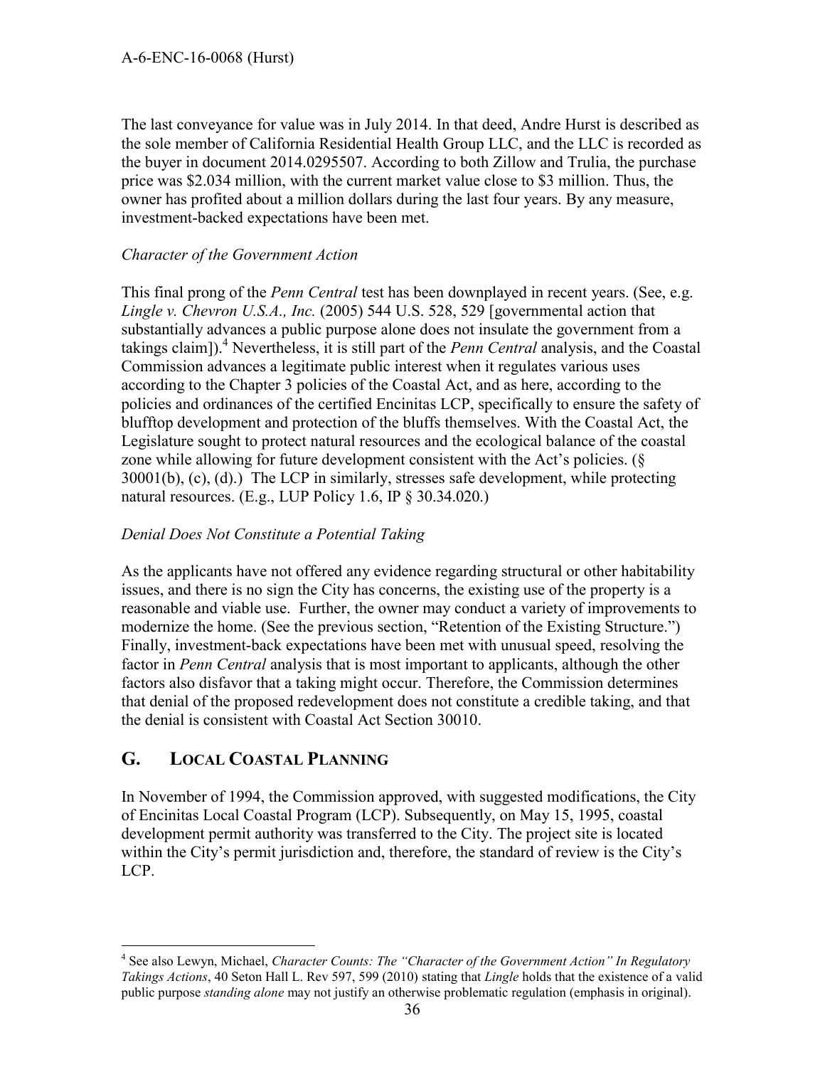The last conveyance for value was in July 2014. In that deed, Andre Hurst is described as the sole member of California Residential Health Group LLC, and the LLC is recorded as the buyer in document 2014.0295507. According to both Zillow and Trulia, the purchase price was \$2.034 million, with the current market value close to \$3 million. Thus, the owner has profited about a million dollars during the last four years. By any measure, investment-backed expectations have been met.

*Character of the Government Action*

This final prong of the *Penn Central* test has been downplayed in recent years. (See, e.g. *Lingle v. Chevron U.S.A., Inc.* (2005) 544 U.S. 528, 529 [governmental action that substantially advances a public purpose alone does not insulate the government from a takings claim]).[4] Nevertheless, it is still part of the *Penn Central* analysis, and the Coastal Commission advances a legitimate public interest when it regulates various uses according to the Chapter 3 policies of the Coastal Act, and as here, according to the policies and ordinances of the certified Encinitas LCP, specifically to ensure the safety of blufftop development and protection of the bluffs themselves. With the Coastal Act, the Legislature sought to protect natural resources and the ecological balance of the coastal zone while allowing for future development consistent with the Act's policies. (§ 30001(b), (c), (d).) The LCP in similarly, stresses safe development, while protecting natural resources. (E.g., LUP Policy 1.6, IP § 30.34.020.)

*Denial Does Not Constitute a Potential Taking*

As the applicants have not offered any evidence regarding structural or other habitability issues, and there is no sign the City has concerns, the existing use of the property is a reasonable and viable use. Further, the owner may conduct a variety of improvements to modernize the home. (See the previous section, "Retention of the Existing Structure.") Finally, investment-back expectations have been met with unusual speed, resolving the factor in *Penn Central* analysis that is most important to applicants, although the other factors also disfavor that a taking might occur. Therefore, the Commission determines that denial of the proposed redevelopment does not constitute a credible taking, and that the denial is consistent with Coastal Act Section 30010.

## G. LOCAL COASTAL PLANNING

In November of 1994, the Commission approved, with suggested modifications, the City of Encinitas Local Coastal Program (LCP). Subsequently, on May 15, 1995, coastal development permit authority was transferred to the City. The project site is located within the City's permit jurisdiction and, therefore, the standard of review is the City's LCP.

---

[4] See also Lewyn, Michael, *Character Counts: The "Character of the Government Action" In Regulatory Takings Actions*, 40 Seton Hall L. Rev 597, 599 (2010) stating that *Lingle* holds that the existence of a valid public purpose *standing alone* may not justify an otherwise problematic regulation (emphasis in original).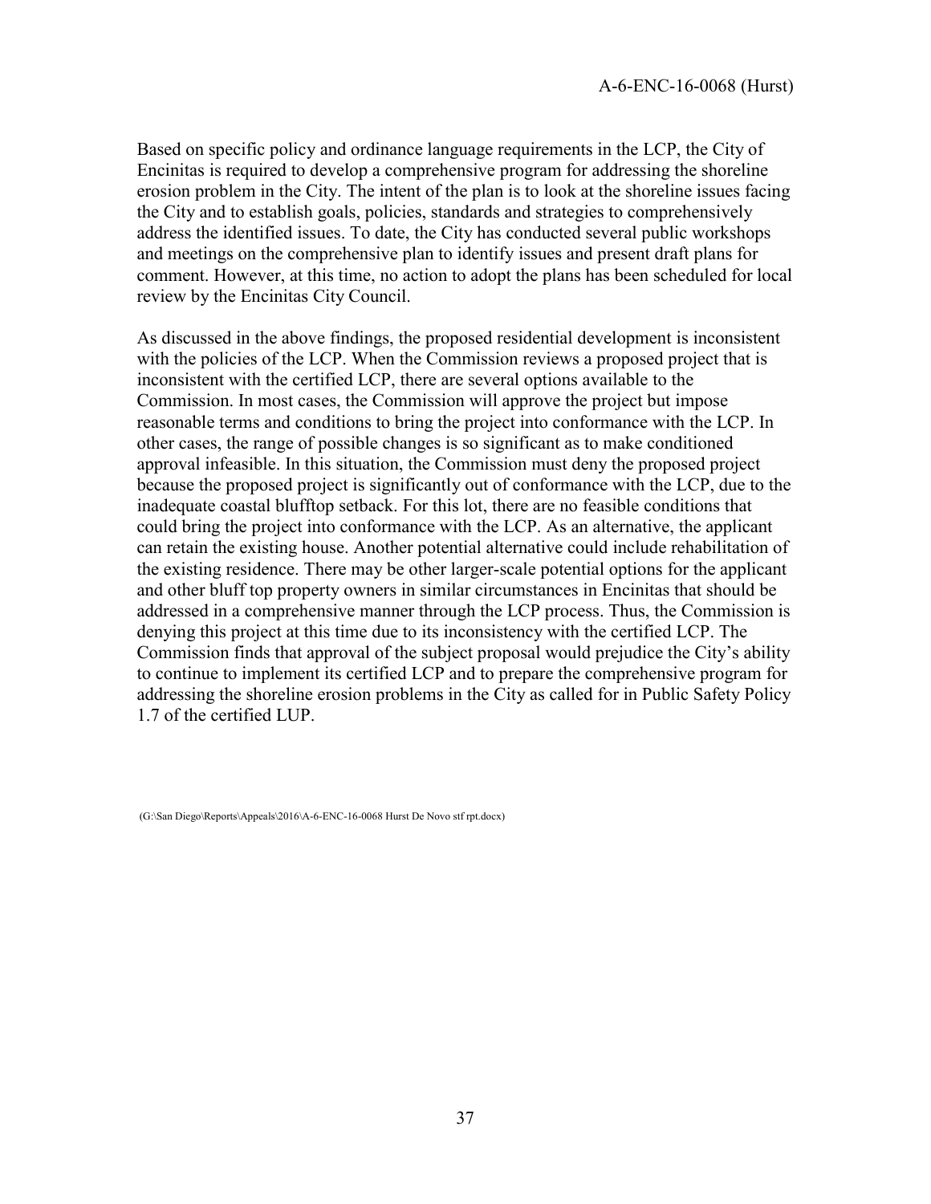Based on specific policy and ordinance language requirements in the LCP, the City of Encinitas is required to develop a comprehensive program for addressing the shoreline erosion problem in the City. The intent of the plan is to look at the shoreline issues facing the City and to establish goals, policies, standards and strategies to comprehensively address the identified issues. To date, the City has conducted several public workshops and meetings on the comprehensive plan to identify issues and present draft plans for comment. However, at this time, no action to adopt the plans has been scheduled for local review by the Encinitas City Council.

As discussed in the above findings, the proposed residential development is inconsistent with the policies of the LCP. When the Commission reviews a proposed project that is inconsistent with the certified LCP, there are several options available to the Commission. In most cases, the Commission will approve the project but impose reasonable terms and conditions to bring the project into conformance with the LCP. In other cases, the range of possible changes is so significant as to make conditioned approval infeasible. In this situation, the Commission must deny the proposed project because the proposed project is significantly out of conformance with the LCP, due to the inadequate coastal blufftop setback. For this lot, there are no feasible conditions that could bring the project into conformance with the LCP. As an alternative, the applicant can retain the existing house. Another potential alternative could include rehabilitation of the existing residence. There may be other larger-scale potential options for the applicant and other bluff top property owners in similar circumstances in Encinitas that should be addressed in a comprehensive manner through the LCP process. Thus, the Commission is denying this project at this time due to its inconsistency with the certified LCP. The Commission finds that approval of the subject proposal would prejudice the City's ability to continue to implement its certified LCP and to prepare the comprehensive program for addressing the shoreline erosion problems in the City as called for in Public Safety Policy 1.7 of the certified LUP.

(G:\San Diego\Reports\Appeals\2016\A-6-ENC-16-0068 Hurst De Novo stf rpt.docx)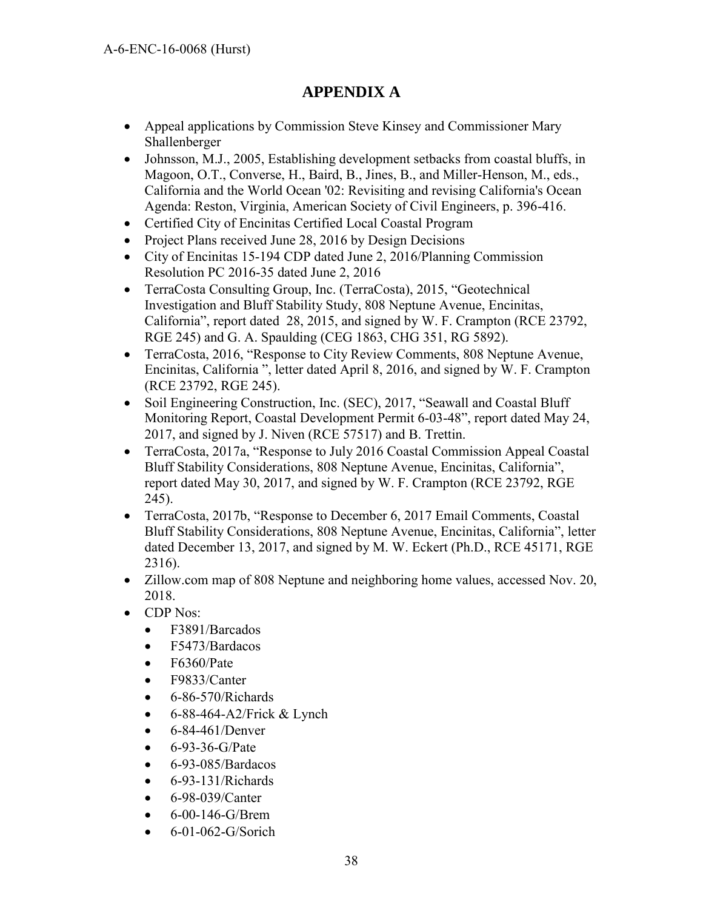# APPENDIX A

- Appeal applications by Commission Steve Kinsey and Commissioner Mary Shallenberger
- Johnsson, M.J., 2005, Establishing development setbacks from coastal bluffs, in Magoon, O.T., Converse, H., Baird, B., Jines, B., and Miller-Henson, M., eds., California and the World Ocean '02: Revisiting and revising California's Ocean Agenda: Reston, Virginia, American Society of Civil Engineers, p. 396-416.
- Certified City of Encinitas Certified Local Coastal Program
- Project Plans received June 28, 2016 by Design Decisions
- City of Encinitas 15-194 CDP dated June 2, 2016/Planning Commission Resolution PC 2016-35 dated June 2, 2016
- TerraCosta Consulting Group, Inc. (TerraCosta), 2015, "Geotechnical Investigation and Bluff Stability Study, 808 Neptune Avenue, Encinitas, California", report dated 28, 2015, and signed by W. F. Crampton (RCE 23792, RGE 245) and G. A. Spaulding (CEG 1863, CHG 351, RG 5892).
- TerraCosta, 2016, "Response to City Review Comments, 808 Neptune Avenue, Encinitas, California ", letter dated April 8, 2016, and signed by W. F. Crampton (RCE 23792, RGE 245).
- Soil Engineering Construction, Inc. (SEC), 2017, "Seawall and Coastal Bluff Monitoring Report, Coastal Development Permit 6-03-48", report dated May 24, 2017, and signed by J. Niven (RCE 57517) and B. Trettin.
- TerraCosta, 2017a, "Response to July 2016 Coastal Commission Appeal Coastal Bluff Stability Considerations, 808 Neptune Avenue, Encinitas, California", report dated May 30, 2017, and signed by W. F. Crampton (RCE 23792, RGE 245).
- TerraCosta, 2017b, "Response to December 6, 2017 Email Comments, Coastal Bluff Stability Considerations, 808 Neptune Avenue, Encinitas, California", letter dated December 13, 2017, and signed by M. W. Eckert (Ph.D., RCE 45171, RGE 2316).
- Zillow.com map of 808 Neptune and neighboring home values, accessed Nov. 20, 2018.
- CDP Nos:
  - F3891/Barcados
  - F5473/Bardacos
  - F6360/Pate
  - F9833/Canter
  - 6-86-570/Richards
  - 6-88-464-A2/Frick & Lynch
  - 6-84-461/Denver
  - 6-93-36-G/Pate
  - 6-93-085/Bardacos
  - 6-93-131/Richards
  - 6-98-039/Canter
  - 6-00-146-G/Brem
  - 6-01-062-G/Sorich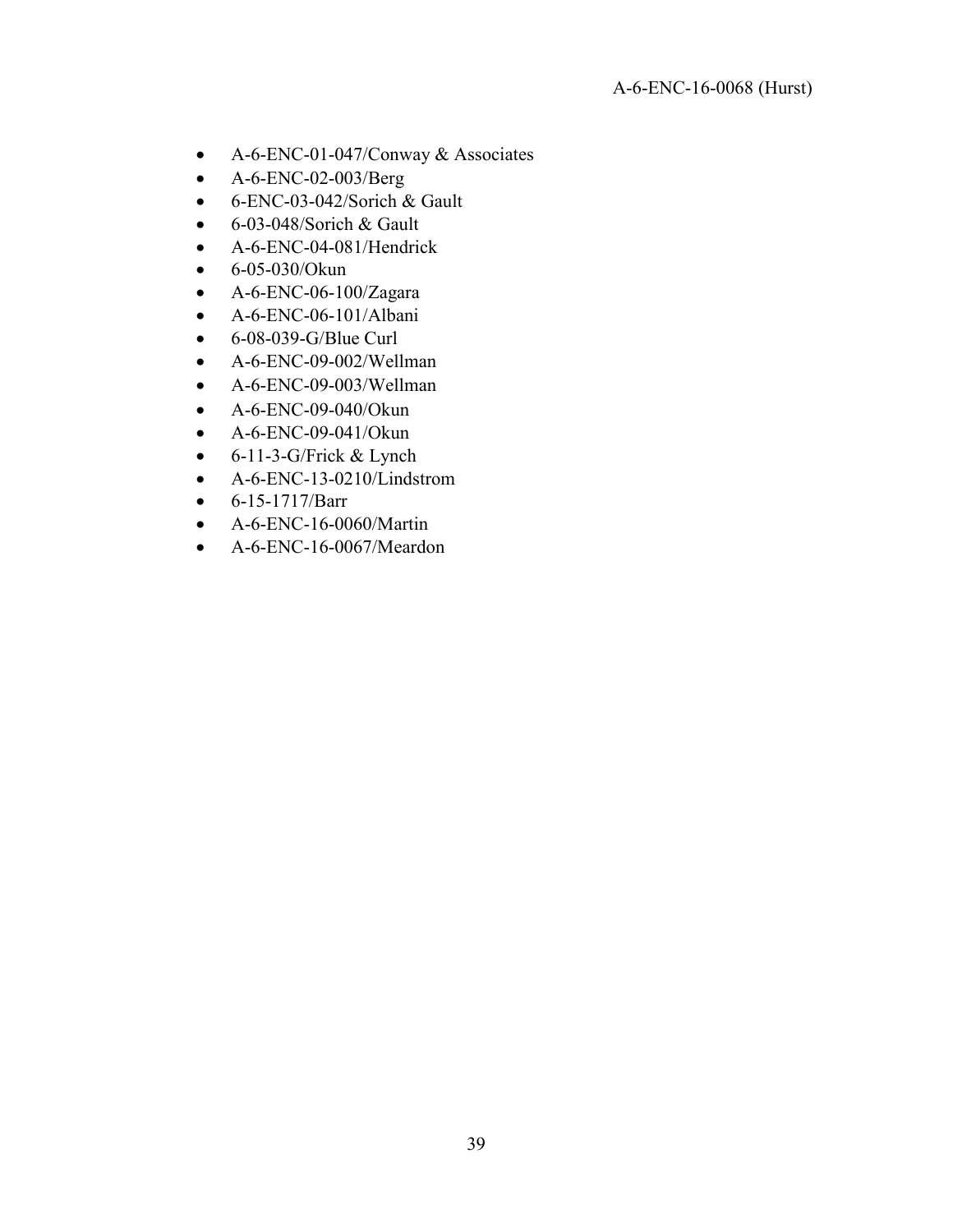- A-6-ENC-01-047/Conway & Associates
- A-6-ENC-02-003/Berg
- 6-ENC-03-042/Sorich & Gault
- 6-03-048/Sorich & Gault
- A-6-ENC-04-081/Hendrick
- 6-05-030/Okun
- A-6-ENC-06-100/Zagara
- A-6-ENC-06-101/Albani
- 6-08-039-G/Blue Curl
- A-6-ENC-09-002/Wellman
- A-6-ENC-09-003/Wellman
- A-6-ENC-09-040/Okun
- A-6-ENC-09-041/Okun
- 6-11-3-G/Frick & Lynch
- A-6-ENC-13-0210/Lindstrom
- 6-15-1717/Barr
- A-6-ENC-16-0060/Martin
- A-6-ENC-16-0067/Meardon